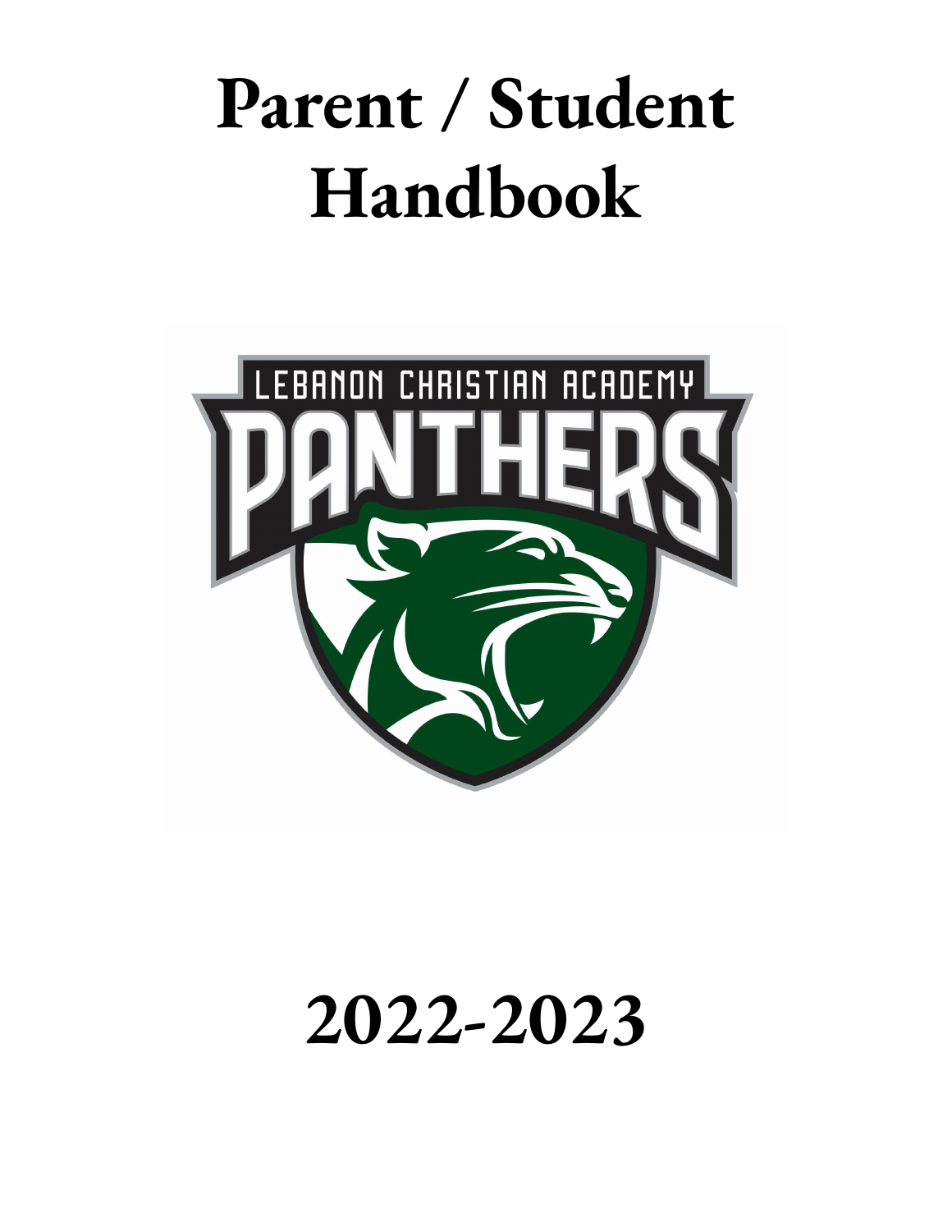# Parent / Student Handbook

LEBANON CHRISTIAN ACADEMY

PANTHERS

# 2022-2023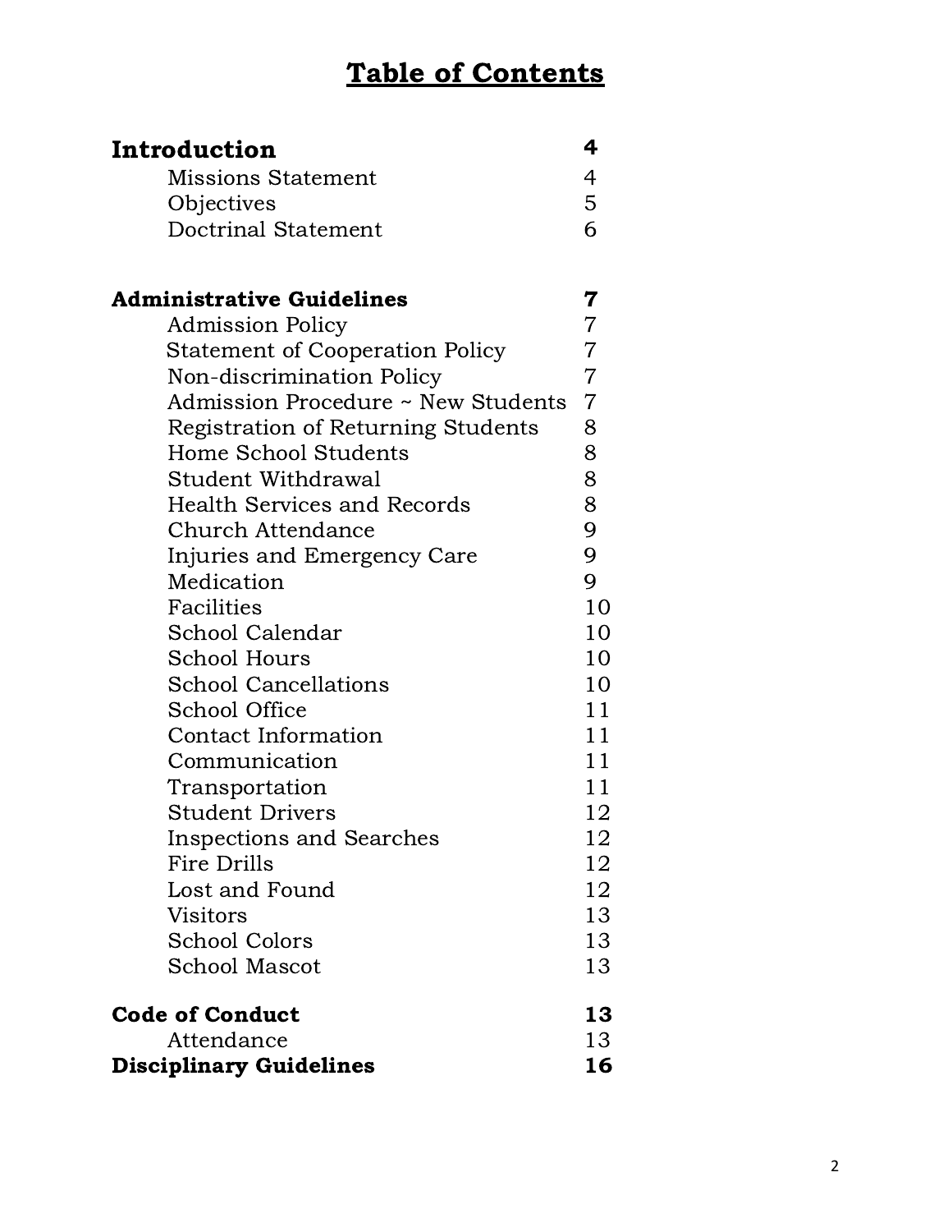# Table of Contents

| | |
|---|---|
| **Introduction** | **4** |
| Missions Statement | 4 |
| Objectives | 5 |
| Doctrinal Statement | 6 |
| | |
| **Administrative Guidelines** | **7** |
| Admission Policy | 7 |
| Statement of Cooperation Policy | 7 |
| Non-discrimination Policy | 7 |
| Admission Procedure ~ New Students | 7 |
| Registration of Returning Students | 8 |
| Home School Students | 8 |
| Student Withdrawal | 8 |
| Health Services and Records | 8 |
| Church Attendance | 9 |
| Injuries and Emergency Care | 9 |
| Medication | 9 |
| Facilities | 10 |
| School Calendar | 10 |
| School Hours | 10 |
| School Cancellations | 10 |
| School Office | 11 |
| Contact Information | 11 |
| Communication | 11 |
| Transportation | 11 |
| Student Drivers | 12 |
| Inspections and Searches | 12 |
| Fire Drills | 12 |
| Lost and Found | 12 |
| Visitors | 13 |
| School Colors | 13 |
| School Mascot | 13 |
| | |
| **Code of Conduct** | **13** |
| Attendance | 13 |
| **Disciplinary Guidelines** | **16** |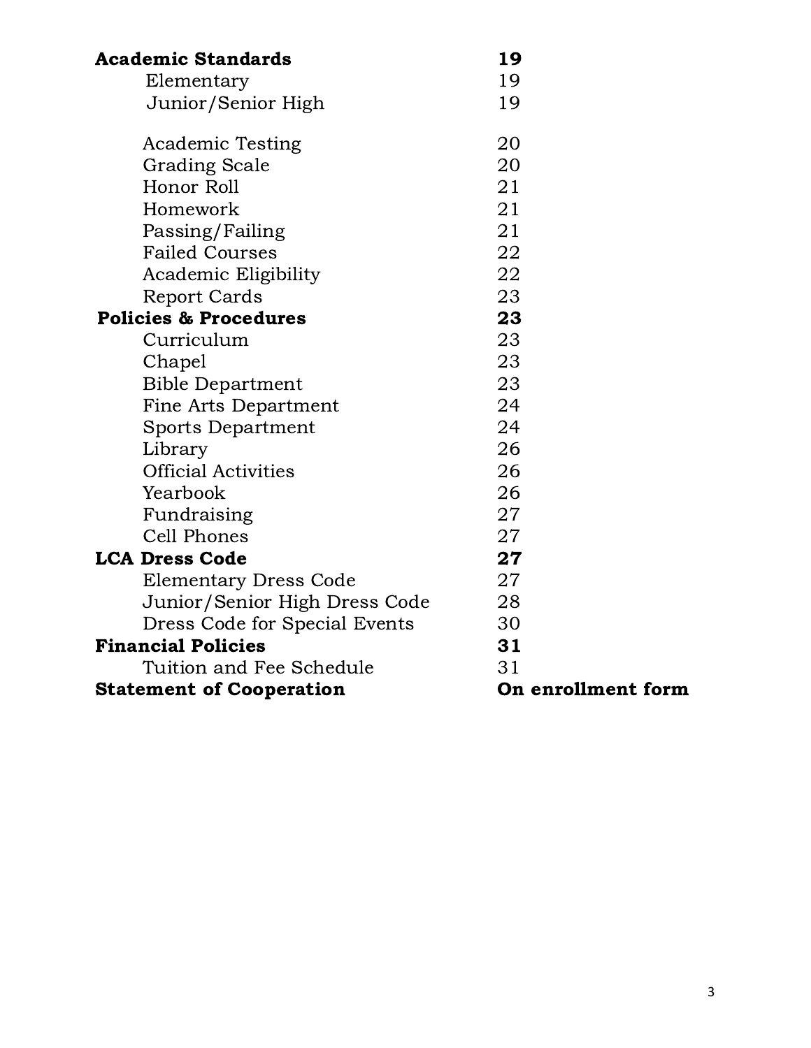| | |
|---|---|
| **Academic Standards** | **19** |
| Elementary | 19 |
| Junior/Senior High | 19 |
| Academic Testing | 20 |
| Grading Scale | 20 |
| Honor Roll | 21 |
| Homework | 21 |
| Passing/Failing | 21 |
| Failed Courses | 22 |
| Academic Eligibility | 22 |
| Report Cards | 23 |
| **Policies & Procedures** | **23** |
| Curriculum | 23 |
| Chapel | 23 |
| Bible Department | 23 |
| Fine Arts Department | 24 |
| Sports Department | 24 |
| Library | 26 |
| Official Activities | 26 |
| Yearbook | 26 |
| Fundraising | 27 |
| Cell Phones | 27 |
| **LCA Dress Code** | **27** |
| Elementary Dress Code | 27 |
| Junior/Senior High Dress Code | 28 |
| Dress Code for Special Events | 30 |
| **Financial Policies** | **31** |
| Tuition and Fee Schedule | 31 |
| **Statement of Cooperation** | **On enrollment form** |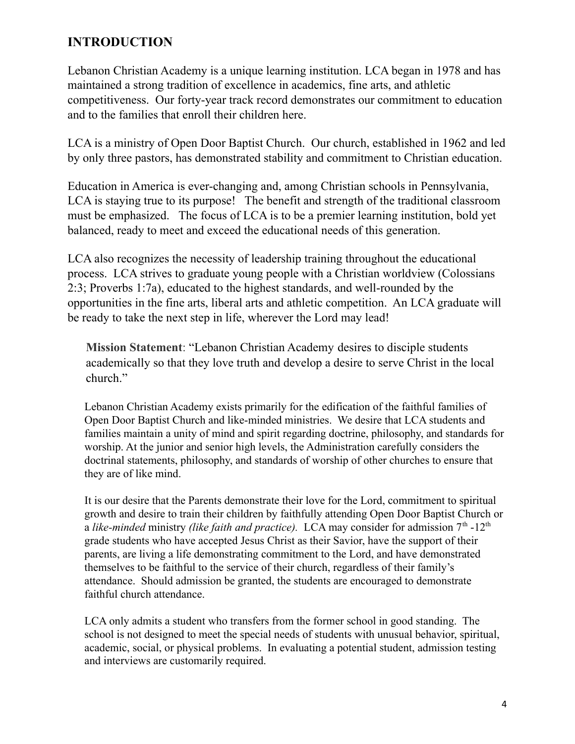## INTRODUCTION

Lebanon Christian Academy is a unique learning institution. LCA began in 1978 and has maintained a strong tradition of excellence in academics, fine arts, and athletic competitiveness. Our forty-year track record demonstrates our commitment to education and to the families that enroll their children here.

LCA is a ministry of Open Door Baptist Church. Our church, established in 1962 and led by only three pastors, has demonstrated stability and commitment to Christian education.

Education in America is ever-changing and, among Christian schools in Pennsylvania, LCA is staying true to its purpose! The benefit and strength of the traditional classroom must be emphasized. The focus of LCA is to be a premier learning institution, bold yet balanced, ready to meet and exceed the educational needs of this generation.

LCA also recognizes the necessity of leadership training throughout the educational process. LCA strives to graduate young people with a Christian worldview (Colossians 2:3; Proverbs 1:7a), educated to the highest standards, and well-rounded by the opportunities in the fine arts, liberal arts and athletic competition. An LCA graduate will be ready to take the next step in life, wherever the Lord may lead!

**Mission Statement**: "Lebanon Christian Academy desires to disciple students academically so that they love truth and develop a desire to serve Christ in the local church."

Lebanon Christian Academy exists primarily for the edification of the faithful families of Open Door Baptist Church and like-minded ministries. We desire that LCA students and families maintain a unity of mind and spirit regarding doctrine, philosophy, and standards for worship. At the junior and senior high levels, the Administration carefully considers the doctrinal statements, philosophy, and standards of worship of other churches to ensure that they are of like mind.

It is our desire that the Parents demonstrate their love for the Lord, commitment to spiritual growth and desire to train their children by faithfully attending Open Door Baptist Church or a *like-minded* ministry *(like faith and practice).* LCA may consider for admission 7th -12th grade students who have accepted Jesus Christ as their Savior, have the support of their parents, are living a life demonstrating commitment to the Lord, and have demonstrated themselves to be faithful to the service of their church, regardless of their family's attendance. Should admission be granted, the students are encouraged to demonstrate faithful church attendance.

LCA only admits a student who transfers from the former school in good standing. The school is not designed to meet the special needs of students with unusual behavior, spiritual, academic, social, or physical problems. In evaluating a potential student, admission testing and interviews are customarily required.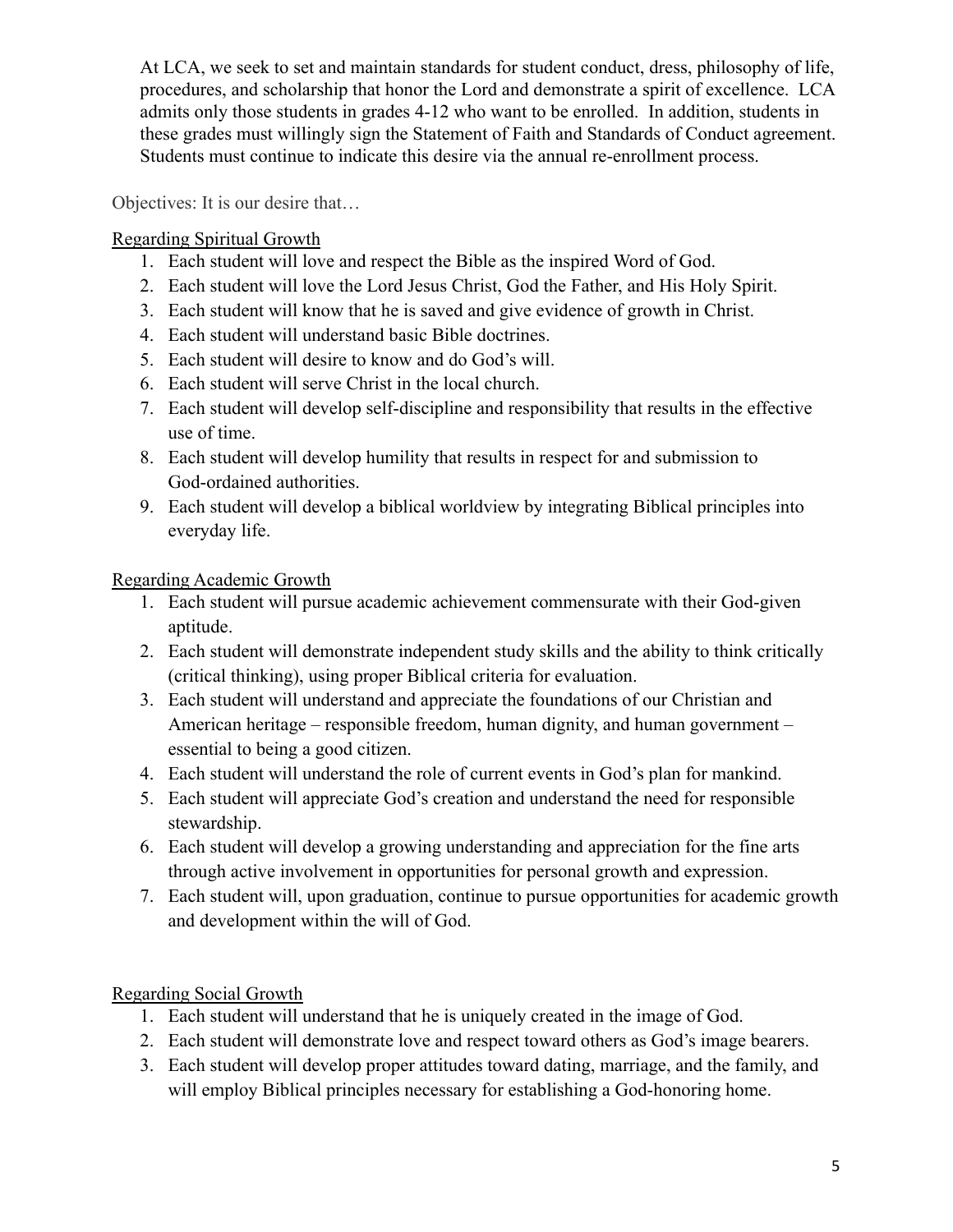At LCA, we seek to set and maintain standards for student conduct, dress, philosophy of life, procedures, and scholarship that honor the Lord and demonstrate a spirit of excellence. LCA admits only those students in grades 4-12 who want to be enrolled. In addition, students in these grades must willingly sign the Statement of Faith and Standards of Conduct agreement. Students must continue to indicate this desire via the annual re-enrollment process.

Objectives: It is our desire that…

<u>Regarding Spiritual Growth</u>

1. Each student will love and respect the Bible as the inspired Word of God.
2. Each student will love the Lord Jesus Christ, God the Father, and His Holy Spirit.
3. Each student will know that he is saved and give evidence of growth in Christ.
4. Each student will understand basic Bible doctrines.
5. Each student will desire to know and do God's will.
6. Each student will serve Christ in the local church.
7. Each student will develop self-discipline and responsibility that results in the effective use of time.
8. Each student will develop humility that results in respect for and submission to God-ordained authorities.
9. Each student will develop a biblical worldview by integrating Biblical principles into everyday life.

<u>Regarding Academic Growth</u>

1. Each student will pursue academic achievement commensurate with their God-given aptitude.
2. Each student will demonstrate independent study skills and the ability to think critically (critical thinking), using proper Biblical criteria for evaluation.
3. Each student will understand and appreciate the foundations of our Christian and American heritage – responsible freedom, human dignity, and human government – essential to being a good citizen.
4. Each student will understand the role of current events in God's plan for mankind.
5. Each student will appreciate God's creation and understand the need for responsible stewardship.
6. Each student will develop a growing understanding and appreciation for the fine arts through active involvement in opportunities for personal growth and expression.
7. Each student will, upon graduation, continue to pursue opportunities for academic growth and development within the will of God.

<u>Regarding Social Growth</u>

1. Each student will understand that he is uniquely created in the image of God.
2. Each student will demonstrate love and respect toward others as God's image bearers.
3. Each student will develop proper attitudes toward dating, marriage, and the family, and will employ Biblical principles necessary for establishing a God-honoring home.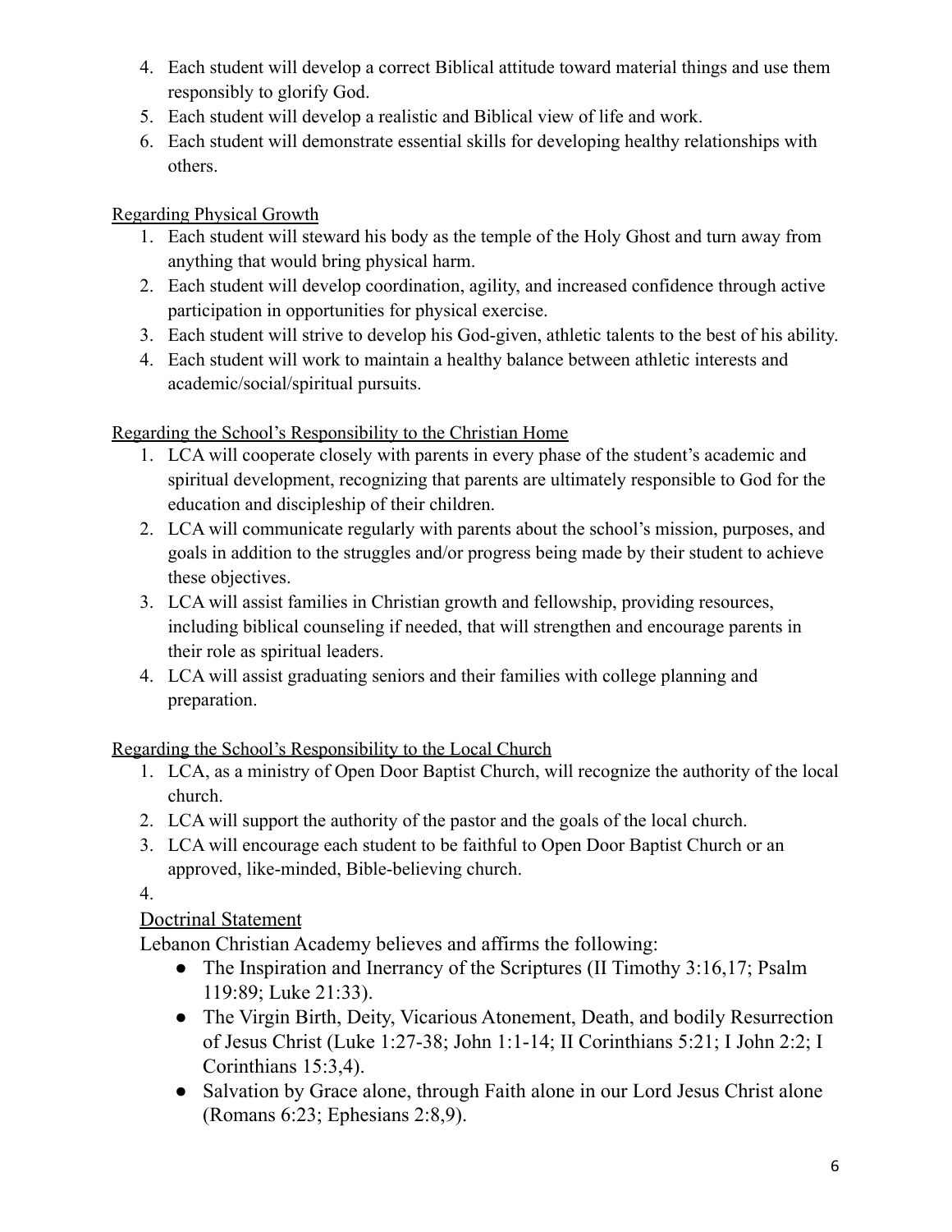4. Each student will develop a correct Biblical attitude toward material things and use them responsibly to glorify God.
5. Each student will develop a realistic and Biblical view of life and work.
6. Each student will demonstrate essential skills for developing healthy relationships with others.

Regarding Physical Growth

1. Each student will steward his body as the temple of the Holy Ghost and turn away from anything that would bring physical harm.
2. Each student will develop coordination, agility, and increased confidence through active participation in opportunities for physical exercise.
3. Each student will strive to develop his God-given, athletic talents to the best of his ability.
4. Each student will work to maintain a healthy balance between athletic interests and academic/social/spiritual pursuits.

Regarding the School's Responsibility to the Christian Home

1. LCA will cooperate closely with parents in every phase of the student's academic and spiritual development, recognizing that parents are ultimately responsible to God for the education and discipleship of their children.
2. LCA will communicate regularly with parents about the school's mission, purposes, and goals in addition to the struggles and/or progress being made by their student to achieve these objectives.
3. LCA will assist families in Christian growth and fellowship, providing resources, including biblical counseling if needed, that will strengthen and encourage parents in their role as spiritual leaders.
4. LCA will assist graduating seniors and their families with college planning and preparation.

Regarding the School's Responsibility to the Local Church

1. LCA, as a ministry of Open Door Baptist Church, will recognize the authority of the local church.
2. LCA will support the authority of the pastor and the goals of the local church.
3. LCA will encourage each student to be faithful to Open Door Baptist Church or an approved, like-minded, Bible-believing church.
4.

## Doctrinal Statement

Lebanon Christian Academy believes and affirms the following:

- The Inspiration and Inerrancy of the Scriptures (II Timothy 3:16,17; Psalm 119:89; Luke 21:33).
- The Virgin Birth, Deity, Vicarious Atonement, Death, and bodily Resurrection of Jesus Christ (Luke 1:27-38; John 1:1-14; II Corinthians 5:21; I John 2:2; I Corinthians 15:3,4).
- Salvation by Grace alone, through Faith alone in our Lord Jesus Christ alone (Romans 6:23; Ephesians 2:8,9).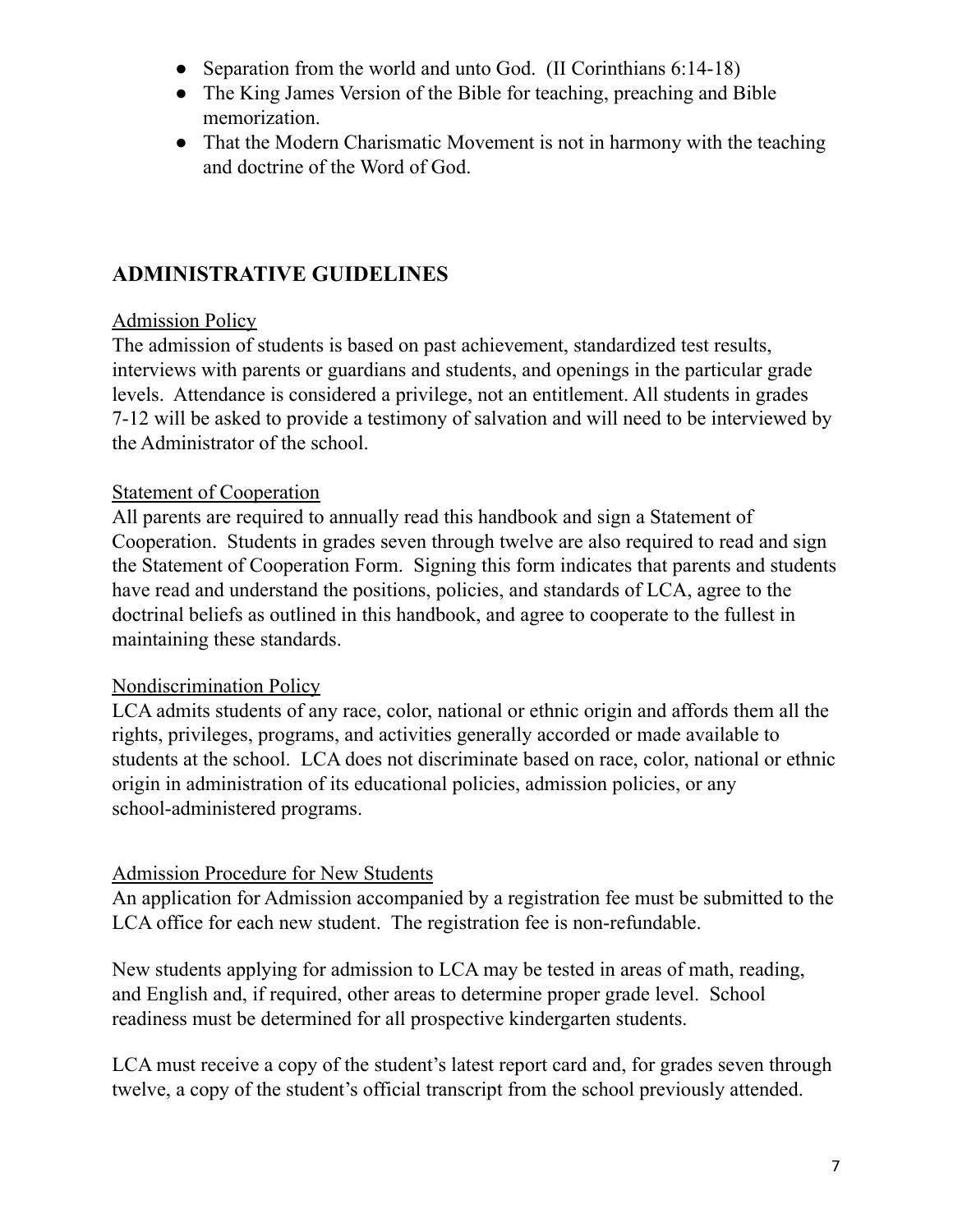- Separation from the world and unto God. (II Corinthians 6:14-18)
- The King James Version of the Bible for teaching, preaching and Bible memorization.
- That the Modern Charismatic Movement is not in harmony with the teaching and doctrine of the Word of God.

## ADMINISTRATIVE GUIDELINES

Admission Policy

The admission of students is based on past achievement, standardized test results, interviews with parents or guardians and students, and openings in the particular grade levels. Attendance is considered a privilege, not an entitlement. All students in grades 7-12 will be asked to provide a testimony of salvation and will need to be interviewed by the Administrator of the school.

Statement of Cooperation

All parents are required to annually read this handbook and sign a Statement of Cooperation. Students in grades seven through twelve are also required to read and sign the Statement of Cooperation Form. Signing this form indicates that parents and students have read and understand the positions, policies, and standards of LCA, agree to the doctrinal beliefs as outlined in this handbook, and agree to cooperate to the fullest in maintaining these standards.

Nondiscrimination Policy

LCA admits students of any race, color, national or ethnic origin and affords them all the rights, privileges, programs, and activities generally accorded or made available to students at the school. LCA does not discriminate based on race, color, national or ethnic origin in administration of its educational policies, admission policies, or any school-administered programs.

Admission Procedure for New Students

An application for Admission accompanied by a registration fee must be submitted to the LCA office for each new student. The registration fee is non-refundable.

New students applying for admission to LCA may be tested in areas of math, reading, and English and, if required, other areas to determine proper grade level. School readiness must be determined for all prospective kindergarten students.

LCA must receive a copy of the student's latest report card and, for grades seven through twelve, a copy of the student's official transcript from the school previously attended.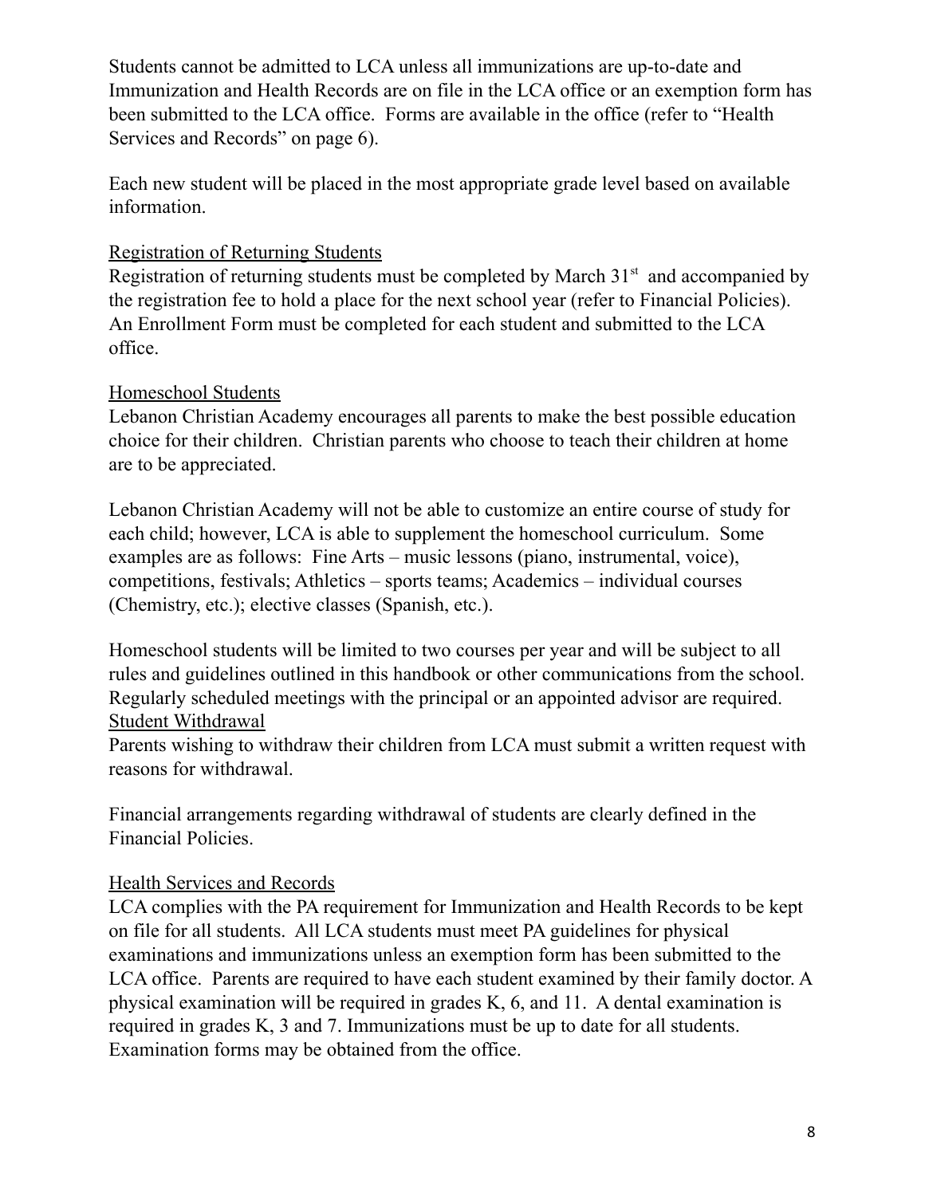Students cannot be admitted to LCA unless all immunizations are up-to-date and Immunization and Health Records are on file in the LCA office or an exemption form has been submitted to the LCA office. Forms are available in the office (refer to "Health Services and Records" on page 6).

Each new student will be placed in the most appropriate grade level based on available information.

<u>Registration of Returning Students</u>

Registration of returning students must be completed by March 31st and accompanied by the registration fee to hold a place for the next school year (refer to Financial Policies). An Enrollment Form must be completed for each student and submitted to the LCA office.

<u>Homeschool Students</u>

Lebanon Christian Academy encourages all parents to make the best possible education choice for their children. Christian parents who choose to teach their children at home are to be appreciated.

Lebanon Christian Academy will not be able to customize an entire course of study for each child; however, LCA is able to supplement the homeschool curriculum. Some examples are as follows: Fine Arts – music lessons (piano, instrumental, voice), competitions, festivals; Athletics – sports teams; Academics – individual courses (Chemistry, etc.); elective classes (Spanish, etc.).

Homeschool students will be limited to two courses per year and will be subject to all rules and guidelines outlined in this handbook or other communications from the school. Regularly scheduled meetings with the principal or an appointed advisor are required.

<u>Student Withdrawal</u>

Parents wishing to withdraw their children from LCA must submit a written request with reasons for withdrawal.

Financial arrangements regarding withdrawal of students are clearly defined in the Financial Policies.

<u>Health Services and Records</u>

LCA complies with the PA requirement for Immunization and Health Records to be kept on file for all students. All LCA students must meet PA guidelines for physical examinations and immunizations unless an exemption form has been submitted to the LCA office. Parents are required to have each student examined by their family doctor. A physical examination will be required in grades K, 6, and 11. A dental examination is required in grades K, 3 and 7. Immunizations must be up to date for all students. Examination forms may be obtained from the office.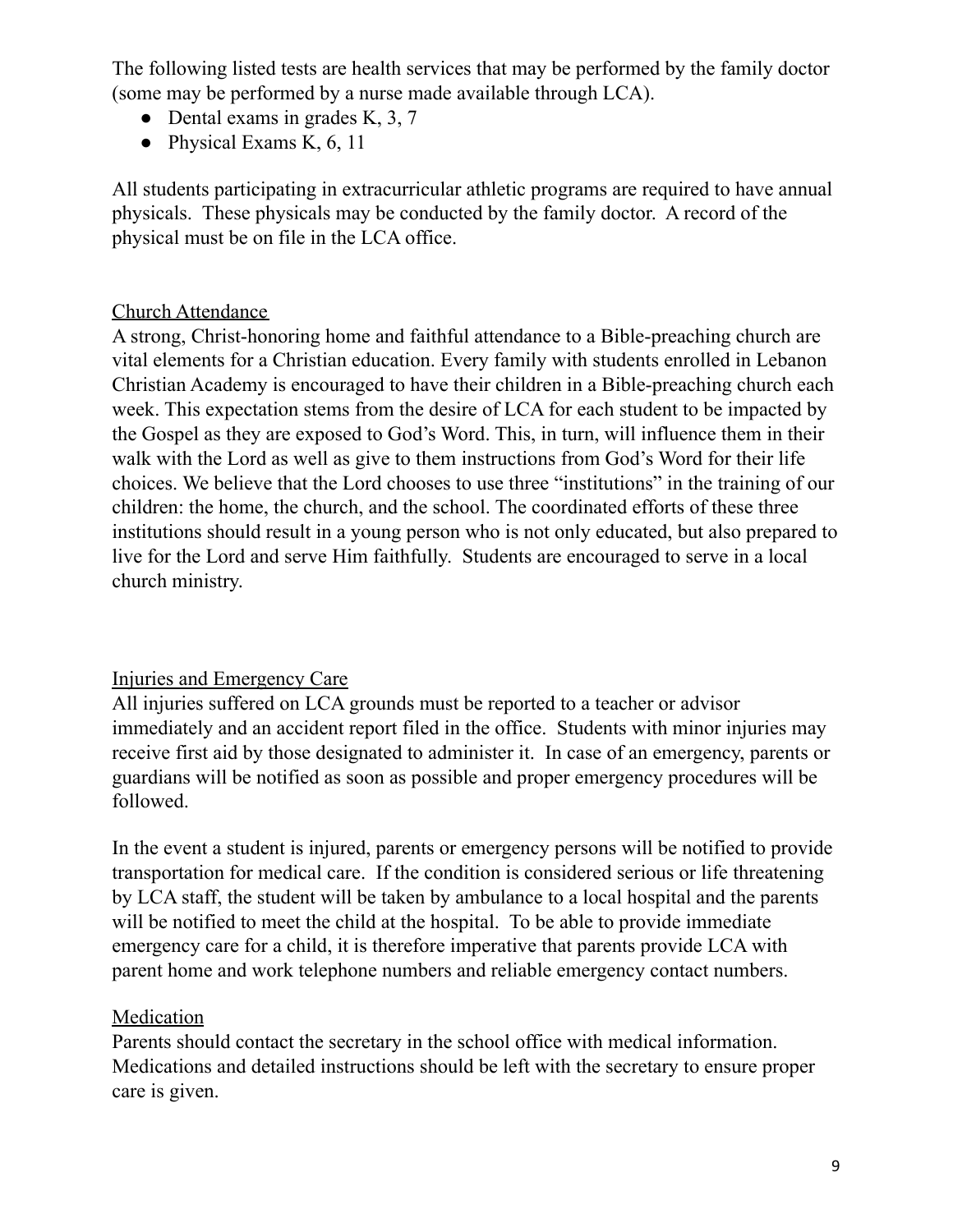The following listed tests are health services that may be performed by the family doctor (some may be performed by a nurse made available through LCA).

- Dental exams in grades K, 3, 7
- Physical Exams K, 6, 11

All students participating in extracurricular athletic programs are required to have annual physicals. These physicals may be conducted by the family doctor. A record of the physical must be on file in the LCA office.

## Church Attendance

A strong, Christ-honoring home and faithful attendance to a Bible-preaching church are vital elements for a Christian education. Every family with students enrolled in Lebanon Christian Academy is encouraged to have their children in a Bible-preaching church each week. This expectation stems from the desire of LCA for each student to be impacted by the Gospel as they are exposed to God's Word. This, in turn, will influence them in their walk with the Lord as well as give to them instructions from God's Word for their life choices. We believe that the Lord chooses to use three "institutions" in the training of our children: the home, the church, and the school. The coordinated efforts of these three institutions should result in a young person who is not only educated, but also prepared to live for the Lord and serve Him faithfully. Students are encouraged to serve in a local church ministry.

## Injuries and Emergency Care

All injuries suffered on LCA grounds must be reported to a teacher or advisor immediately and an accident report filed in the office. Students with minor injuries may receive first aid by those designated to administer it. In case of an emergency, parents or guardians will be notified as soon as possible and proper emergency procedures will be followed.

In the event a student is injured, parents or emergency persons will be notified to provide transportation for medical care. If the condition is considered serious or life threatening by LCA staff, the student will be taken by ambulance to a local hospital and the parents will be notified to meet the child at the hospital. To be able to provide immediate emergency care for a child, it is therefore imperative that parents provide LCA with parent home and work telephone numbers and reliable emergency contact numbers.

## Medication

Parents should contact the secretary in the school office with medical information. Medications and detailed instructions should be left with the secretary to ensure proper care is given.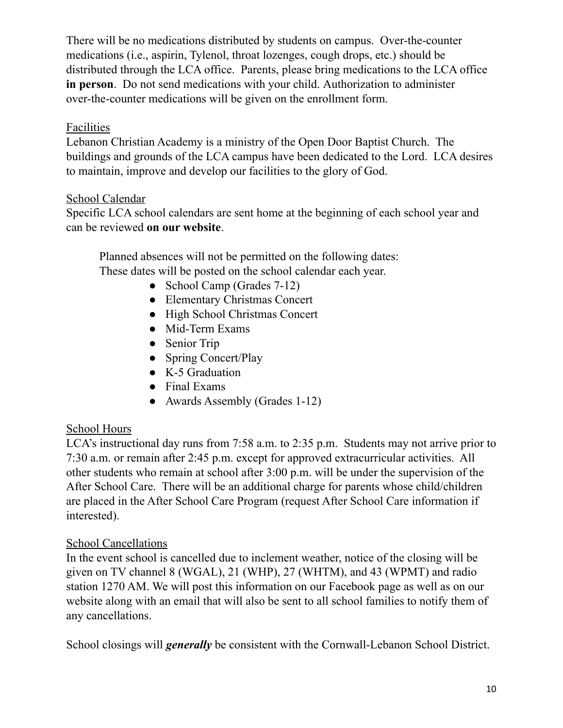There will be no medications distributed by students on campus. Over-the-counter medications (i.e., aspirin, Tylenol, throat lozenges, cough drops, etc.) should be distributed through the LCA office. Parents, please bring medications to the LCA office **in person**. Do not send medications with your child. Authorization to administer over-the-counter medications will be given on the enrollment form.

### Facilities

Lebanon Christian Academy is a ministry of the Open Door Baptist Church. The buildings and grounds of the LCA campus have been dedicated to the Lord. LCA desires to maintain, improve and develop our facilities to the glory of God.

### School Calendar

Specific LCA school calendars are sent home at the beginning of each school year and can be reviewed **on our website**.

Planned absences will not be permitted on the following dates:
These dates will be posted on the school calendar each year.

- School Camp (Grades 7-12)
- Elementary Christmas Concert
- High School Christmas Concert
- Mid-Term Exams
- Senior Trip
- Spring Concert/Play
- K-5 Graduation
- Final Exams
- Awards Assembly (Grades 1-12)

### School Hours

LCA's instructional day runs from 7:58 a.m. to 2:35 p.m. Students may not arrive prior to 7:30 a.m. or remain after 2:45 p.m. except for approved extracurricular activities. All other students who remain at school after 3:00 p.m. will be under the supervision of the After School Care. There will be an additional charge for parents whose child/children are placed in the After School Care Program (request After School Care information if interested).

### School Cancellations

In the event school is cancelled due to inclement weather, notice of the closing will be given on TV channel 8 (WGAL), 21 (WHP), 27 (WHTM), and 43 (WPMT) and radio station 1270 AM. We will post this information on our Facebook page as well as on our website along with an email that will also be sent to all school families to notify them of any cancellations.

School closings will ***generally*** be consistent with the Cornwall-Lebanon School District.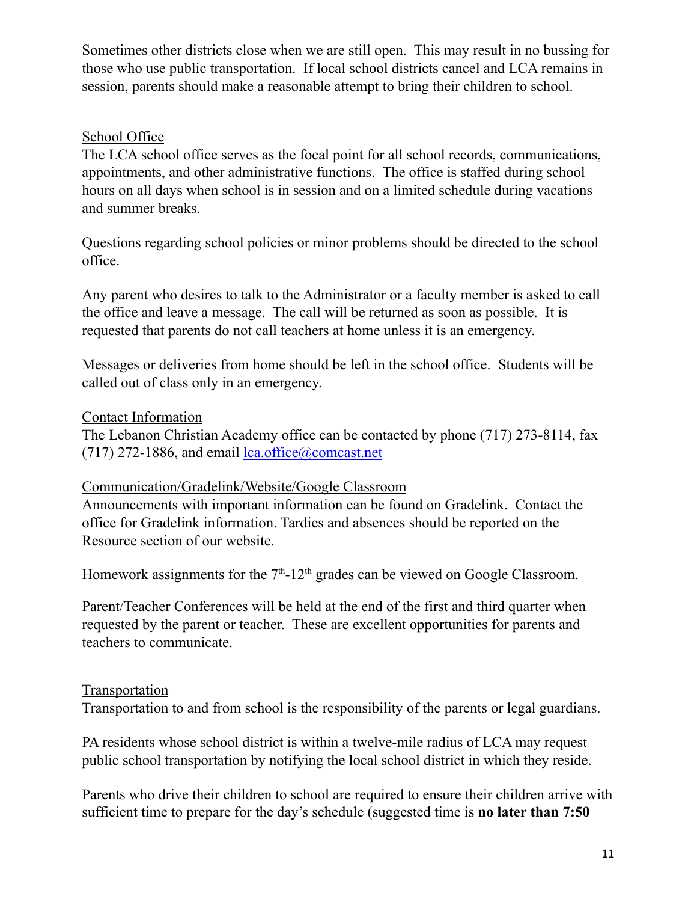Sometimes other districts close when we are still open. This may result in no bussing for those who use public transportation. If local school districts cancel and LCA remains in session, parents should make a reasonable attempt to bring their children to school.

## School Office

The LCA school office serves as the focal point for all school records, communications, appointments, and other administrative functions. The office is staffed during school hours on all days when school is in session and on a limited schedule during vacations and summer breaks.

Questions regarding school policies or minor problems should be directed to the school office.

Any parent who desires to talk to the Administrator or a faculty member is asked to call the office and leave a message. The call will be returned as soon as possible. It is requested that parents do not call teachers at home unless it is an emergency.

Messages or deliveries from home should be left in the school office. Students will be called out of class only in an emergency.

## Contact Information

The Lebanon Christian Academy office can be contacted by phone (717) 273-8114, fax (717) 272-1886, and email lca.office@comcast.net

## Communication/Gradelink/Website/Google Classroom

Announcements with important information can be found on Gradelink. Contact the office for Gradelink information. Tardies and absences should be reported on the Resource section of our website.

Homework assignments for the 7th-12th grades can be viewed on Google Classroom.

Parent/Teacher Conferences will be held at the end of the first and third quarter when requested by the parent or teacher. These are excellent opportunities for parents and teachers to communicate.

## Transportation

Transportation to and from school is the responsibility of the parents or legal guardians.

PA residents whose school district is within a twelve-mile radius of LCA may request public school transportation by notifying the local school district in which they reside.

Parents who drive their children to school are required to ensure their children arrive with sufficient time to prepare for the day's schedule (suggested time is **no later than 7:50**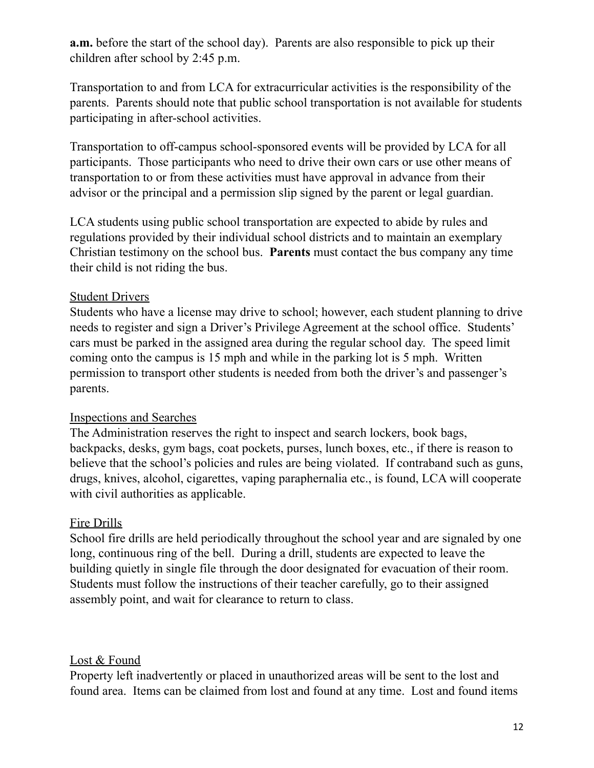**a.m.** before the start of the school day). Parents are also responsible to pick up their children after school by 2:45 p.m.

Transportation to and from LCA for extracurricular activities is the responsibility of the parents. Parents should note that public school transportation is not available for students participating in after-school activities.

Transportation to off-campus school-sponsored events will be provided by LCA for all participants. Those participants who need to drive their own cars or use other means of transportation to or from these activities must have approval in advance from their advisor or the principal and a permission slip signed by the parent or legal guardian.

LCA students using public school transportation are expected to abide by rules and regulations provided by their individual school districts and to maintain an exemplary Christian testimony on the school bus. **Parents** must contact the bus company any time their child is not riding the bus.

### Student Drivers

Students who have a license may drive to school; however, each student planning to drive needs to register and sign a Driver's Privilege Agreement at the school office. Students' cars must be parked in the assigned area during the regular school day. The speed limit coming onto the campus is 15 mph and while in the parking lot is 5 mph. Written permission to transport other students is needed from both the driver's and passenger's parents.

### Inspections and Searches

The Administration reserves the right to inspect and search lockers, book bags, backpacks, desks, gym bags, coat pockets, purses, lunch boxes, etc., if there is reason to believe that the school's policies and rules are being violated. If contraband such as guns, drugs, knives, alcohol, cigarettes, vaping paraphernalia etc., is found, LCA will cooperate with civil authorities as applicable.

### Fire Drills

School fire drills are held periodically throughout the school year and are signaled by one long, continuous ring of the bell. During a drill, students are expected to leave the building quietly in single file through the door designated for evacuation of their room. Students must follow the instructions of their teacher carefully, go to their assigned assembly point, and wait for clearance to return to class.

### Lost & Found

Property left inadvertently or placed in unauthorized areas will be sent to the lost and found area. Items can be claimed from lost and found at any time. Lost and found items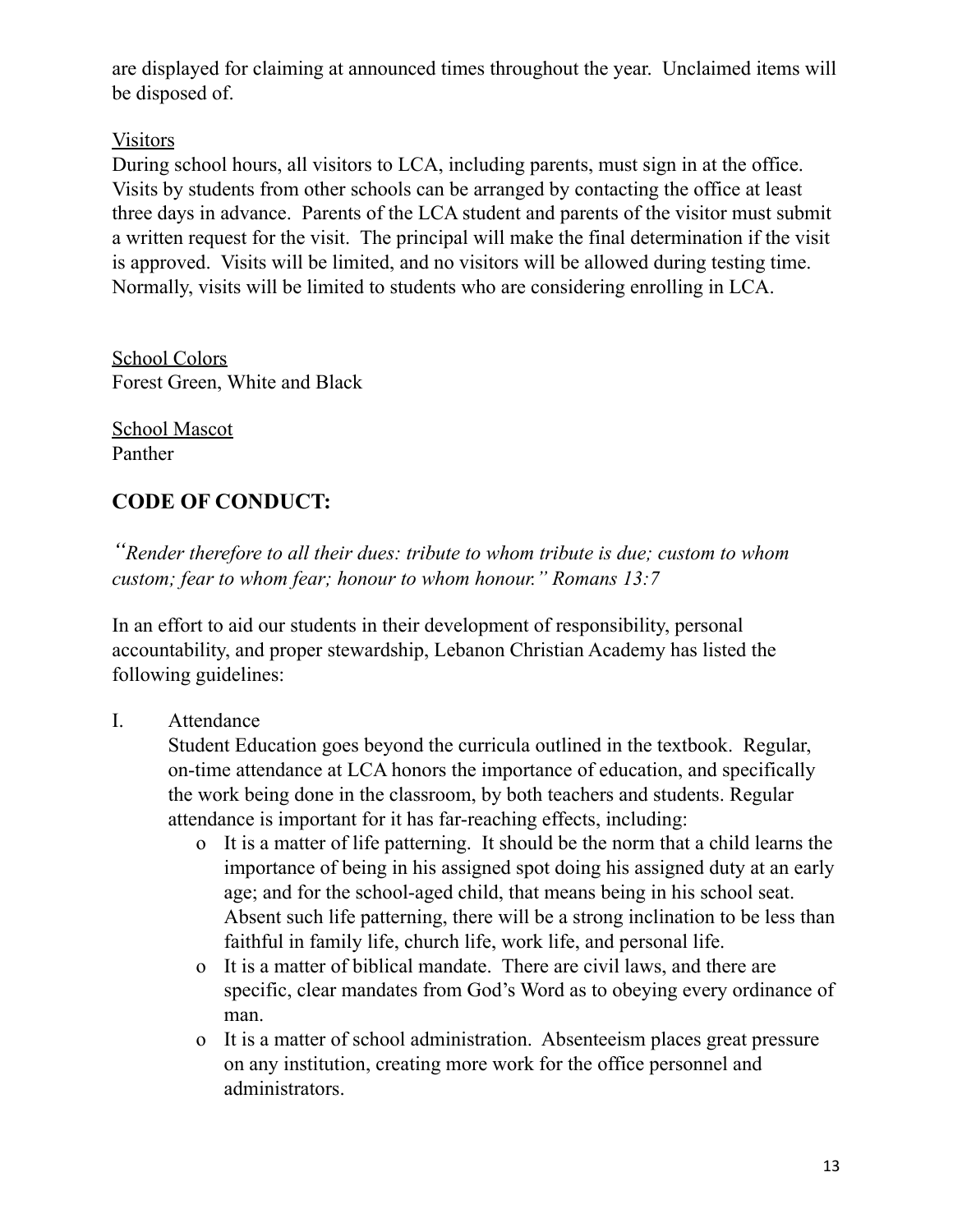are displayed for claiming at announced times throughout the year.  Unclaimed items will be disposed of.

<u>Visitors</u>
During school hours, all visitors to LCA, including parents, must sign in at the office. Visits by students from other schools can be arranged by contacting the office at least three days in advance.  Parents of the LCA student and parents of the visitor must submit a written request for the visit.  The principal will make the final determination if the visit is approved.  Visits will be limited, and no visitors will be allowed during testing time. Normally, visits will be limited to students who are considering enrolling in LCA.

<u>School Colors</u>
Forest Green, White and Black

<u>School Mascot</u>
Panther

## CODE OF CONDUCT:

*"Render therefore to all their dues: tribute to whom tribute is due; custom to whom custom; fear to whom fear; honour to whom honour." Romans 13:7*

In an effort to aid our students in their development of responsibility, personal accountability, and proper stewardship, Lebanon Christian Academy has listed the following guidelines:

I. Attendance

Student Education goes beyond the curricula outlined in the textbook.  Regular, on-time attendance at LCA honors the importance of education, and specifically the work being done in the classroom, by both teachers and students. Regular attendance is important for it has far-reaching effects, including:

- It is a matter of life patterning.  It should be the norm that a child learns the importance of being in his assigned spot doing his assigned duty at an early age; and for the school-aged child, that means being in his school seat. Absent such life patterning, there will be a strong inclination to be less than faithful in family life, church life, work life, and personal life.
- It is a matter of biblical mandate.  There are civil laws, and there are specific, clear mandates from God's Word as to obeying every ordinance of man.
- It is a matter of school administration.  Absenteeism places great pressure on any institution, creating more work for the office personnel and administrators.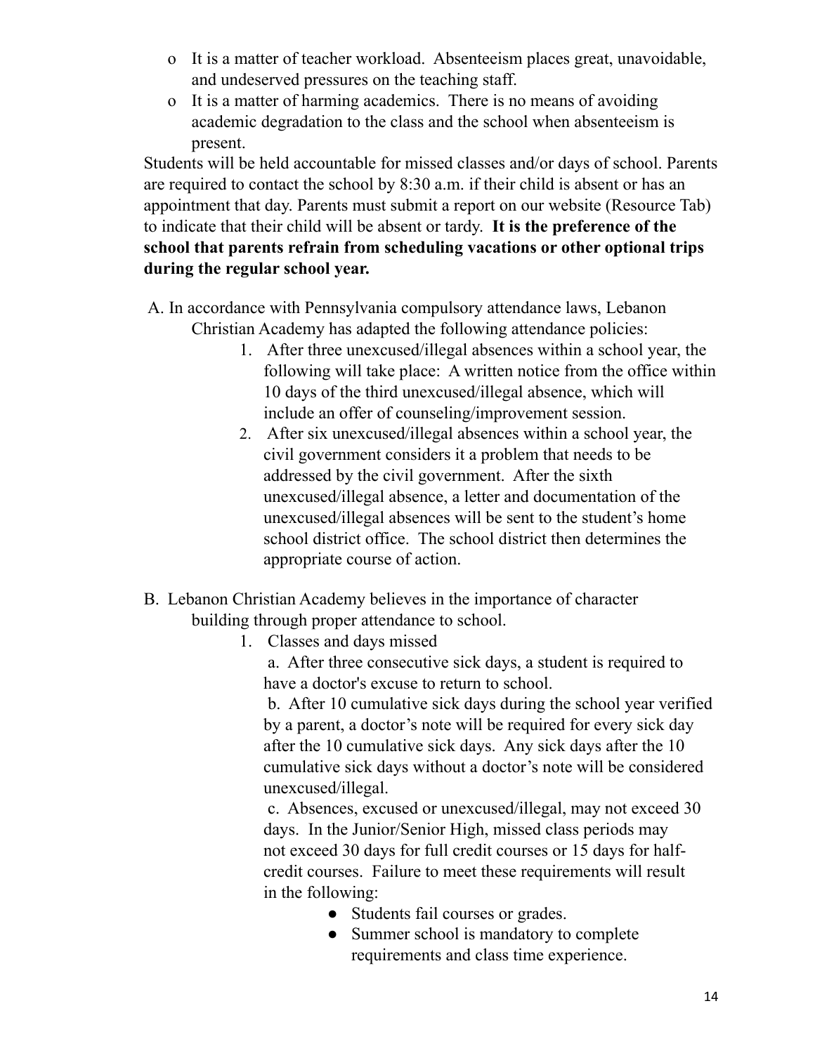- It is a matter of teacher workload. Absenteeism places great, unavoidable, and undeserved pressures on the teaching staff.
- It is a matter of harming academics. There is no means of avoiding academic degradation to the class and the school when absenteeism is present.

Students will be held accountable for missed classes and/or days of school. Parents are required to contact the school by 8:30 a.m. if their child is absent or has an appointment that day. Parents must submit a report on our website (Resource Tab) to indicate that their child will be absent or tardy. **It is the preference of the school that parents refrain from scheduling vacations or other optional trips during the regular school year.**

A. In accordance with Pennsylvania compulsory attendance laws, Lebanon Christian Academy has adapted the following attendance policies:

1. After three unexcused/illegal absences within a school year, the following will take place: A written notice from the office within 10 days of the third unexcused/illegal absence, which will include an offer of counseling/improvement session.
2. After six unexcused/illegal absences within a school year, the civil government considers it a problem that needs to be addressed by the civil government. After the sixth unexcused/illegal absence, a letter and documentation of the unexcused/illegal absences will be sent to the student's home school district office. The school district then determines the appropriate course of action.

B. Lebanon Christian Academy believes in the importance of character building through proper attendance to school.

1. Classes and days missed

   a. After three consecutive sick days, a student is required to have a doctor's excuse to return to school.

   b. After 10 cumulative sick days during the school year verified by a parent, a doctor's note will be required for every sick day after the 10 cumulative sick days. Any sick days after the 10 cumulative sick days without a doctor's note will be considered unexcused/illegal.

   c. Absences, excused or unexcused/illegal, may not exceed 30 days. In the Junior/Senior High, missed class periods may not exceed 30 days for full credit courses or 15 days for half-credit courses. Failure to meet these requirements will result in the following:

   - Students fail courses or grades.
   - Summer school is mandatory to complete requirements and class time experience.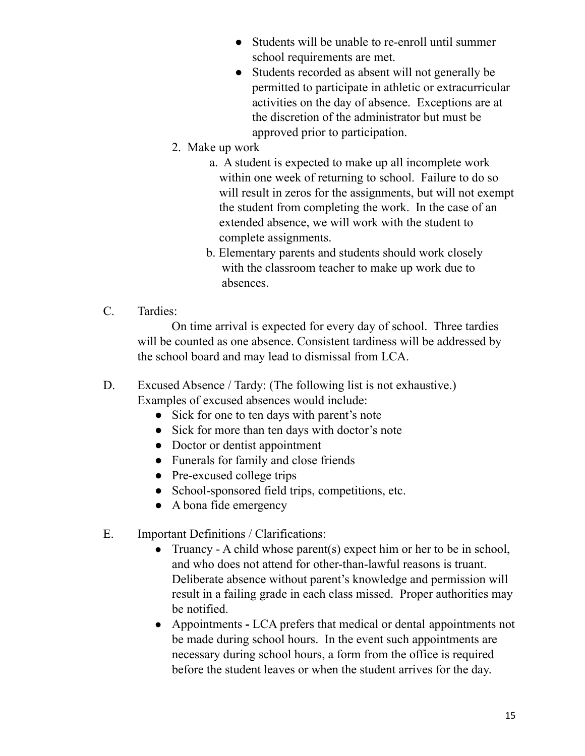- Students will be unable to re-enroll until summer school requirements are met.
- Students recorded as absent will not generally be permitted to participate in athletic or extracurricular activities on the day of absence. Exceptions are at the discretion of the administrator but must be approved prior to participation.

2. Make up work
   a. A student is expected to make up all incomplete work within one week of returning to school. Failure to do so will result in zeros for the assignments, but will not exempt the student from completing the work. In the case of an extended absence, we will work with the student to complete assignments.
   b. Elementary parents and students should work closely with the classroom teacher to make up work due to absences.

C. Tardies:

On time arrival is expected for every day of school. Three tardies will be counted as one absence. Consistent tardiness will be addressed by the school board and may lead to dismissal from LCA.

D. Excused Absence / Tardy: (The following list is not exhaustive.) Examples of excused absences would include:

- Sick for one to ten days with parent's note
- Sick for more than ten days with doctor's note
- Doctor or dentist appointment
- Funerals for family and close friends
- Pre-excused college trips
- School-sponsored field trips, competitions, etc.
- A bona fide emergency

E. Important Definitions / Clarifications:

- Truancy - A child whose parent(s) expect him or her to be in school, and who does not attend for other-than-lawful reasons is truant. Deliberate absence without parent's knowledge and permission will result in a failing grade in each class missed. Proper authorities may be notified.
- Appointments **-** LCA prefers that medical or dental appointments not be made during school hours. In the event such appointments are necessary during school hours, a form from the office is required before the student leaves or when the student arrives for the day.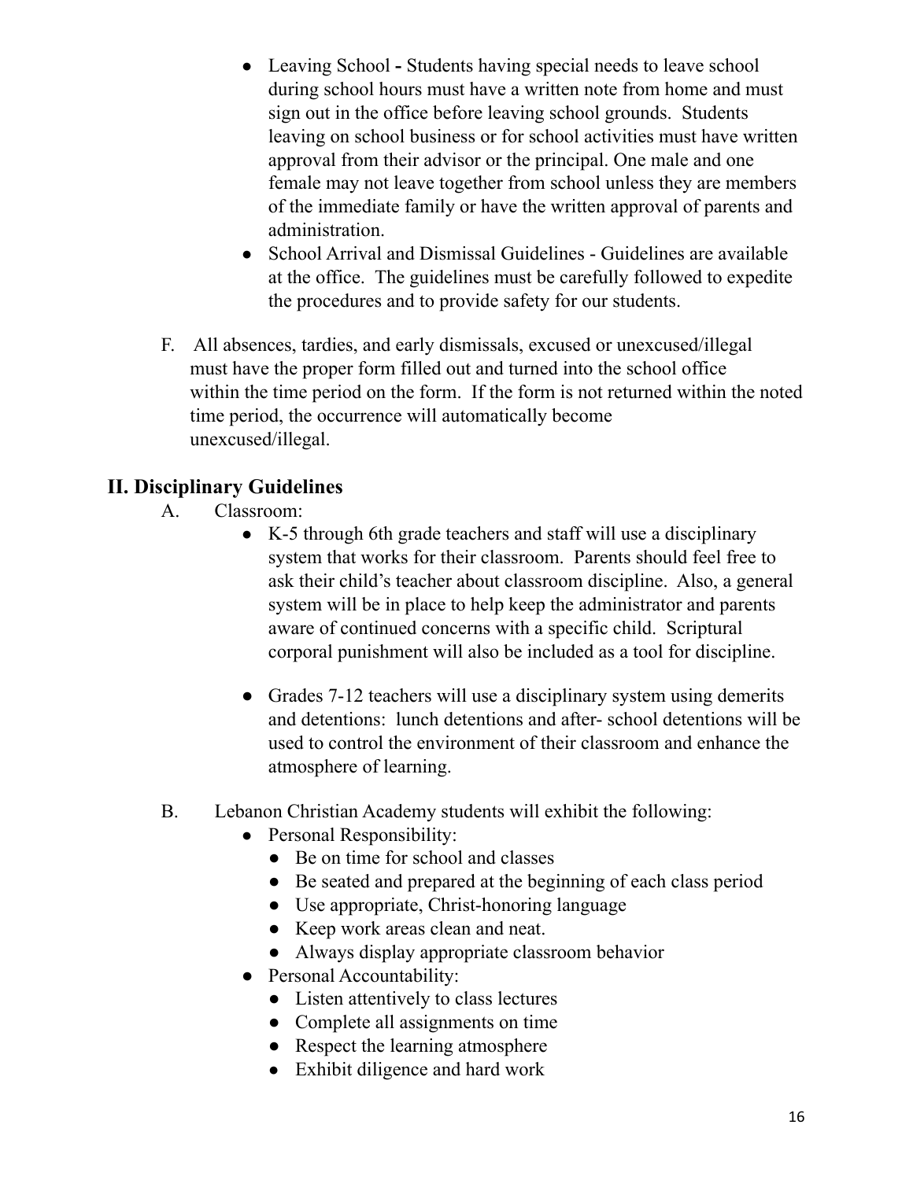- Leaving School **-** Students having special needs to leave school during school hours must have a written note from home and must sign out in the office before leaving school grounds. Students leaving on school business or for school activities must have written approval from their advisor or the principal. One male and one female may not leave together from school unless they are members of the immediate family or have the written approval of parents and administration.
- School Arrival and Dismissal Guidelines - Guidelines are available at the office. The guidelines must be carefully followed to expedite the procedures and to provide safety for our students.

F. All absences, tardies, and early dismissals, excused or unexcused/illegal must have the proper form filled out and turned into the school office within the time period on the form. If the form is not returned within the noted time period, the occurrence will automatically become unexcused/illegal.

## II. Disciplinary Guidelines

A. Classroom:

- K-5 through 6th grade teachers and staff will use a disciplinary system that works for their classroom. Parents should feel free to ask their child's teacher about classroom discipline. Also, a general system will be in place to help keep the administrator and parents aware of continued concerns with a specific child. Scriptural corporal punishment will also be included as a tool for discipline.

- Grades 7-12 teachers will use a disciplinary system using demerits and detentions: lunch detentions and after- school detentions will be used to control the environment of their classroom and enhance the atmosphere of learning.

B. Lebanon Christian Academy students will exhibit the following:

- Personal Responsibility:
  - Be on time for school and classes
  - Be seated and prepared at the beginning of each class period
  - Use appropriate, Christ-honoring language
  - Keep work areas clean and neat.
  - Always display appropriate classroom behavior
- Personal Accountability:
  - Listen attentively to class lectures
  - Complete all assignments on time
  - Respect the learning atmosphere
  - Exhibit diligence and hard work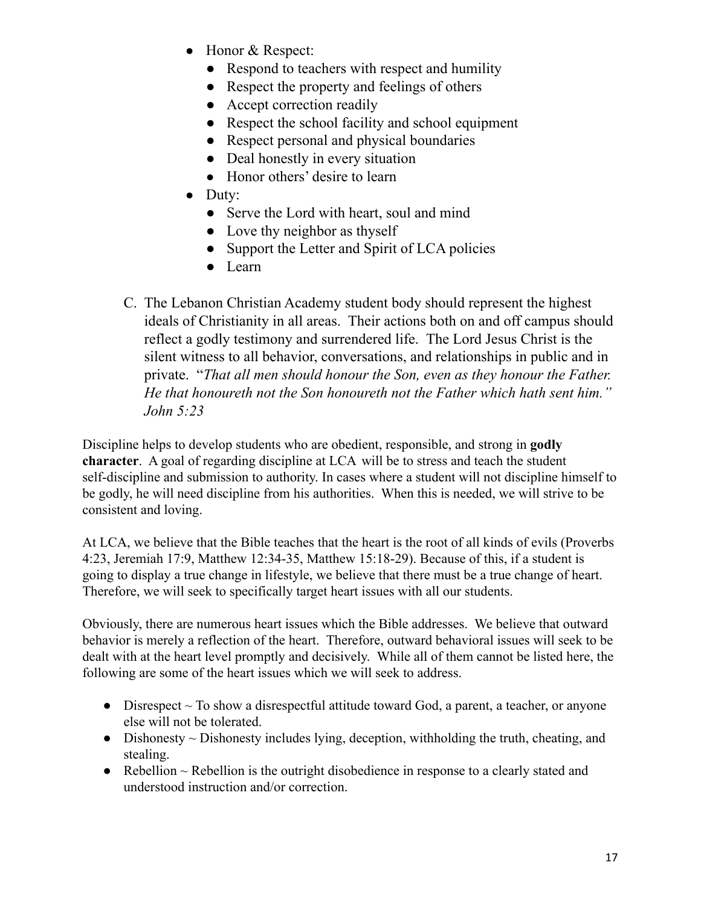- Honor & Respect:
  - Respond to teachers with respect and humility
  - Respect the property and feelings of others
  - Accept correction readily
  - Respect the school facility and school equipment
  - Respect personal and physical boundaries
  - Deal honestly in every situation
  - Honor others' desire to learn
- Duty:
  - Serve the Lord with heart, soul and mind
  - Love thy neighbor as thyself
  - Support the Letter and Spirit of LCA policies
  - Learn

C. The Lebanon Christian Academy student body should represent the highest ideals of Christianity in all areas. Their actions both on and off campus should reflect a godly testimony and surrendered life. The Lord Jesus Christ is the silent witness to all behavior, conversations, and relationships in public and in private. "*That all men should honour the Son, even as they honour the Father. He that honoureth not the Son honoureth not the Father which hath sent him." John 5:23*

Discipline helps to develop students who are obedient, responsible, and strong in **godly character**. A goal of regarding discipline at LCA will be to stress and teach the student self-discipline and submission to authority. In cases where a student will not discipline himself to be godly, he will need discipline from his authorities. When this is needed, we will strive to be consistent and loving.

At LCA, we believe that the Bible teaches that the heart is the root of all kinds of evils (Proverbs 4:23, Jeremiah 17:9, Matthew 12:34-35, Matthew 15:18-29). Because of this, if a student is going to display a true change in lifestyle, we believe that there must be a true change of heart. Therefore, we will seek to specifically target heart issues with all our students.

Obviously, there are numerous heart issues which the Bible addresses. We believe that outward behavior is merely a reflection of the heart. Therefore, outward behavioral issues will seek to be dealt with at the heart level promptly and decisively. While all of them cannot be listed here, the following are some of the heart issues which we will seek to address.

- Disrespect ~ To show a disrespectful attitude toward God, a parent, a teacher, or anyone else will not be tolerated.
- Dishonesty ~ Dishonesty includes lying, deception, withholding the truth, cheating, and stealing.
- Rebellion ~ Rebellion is the outright disobedience in response to a clearly stated and understood instruction and/or correction.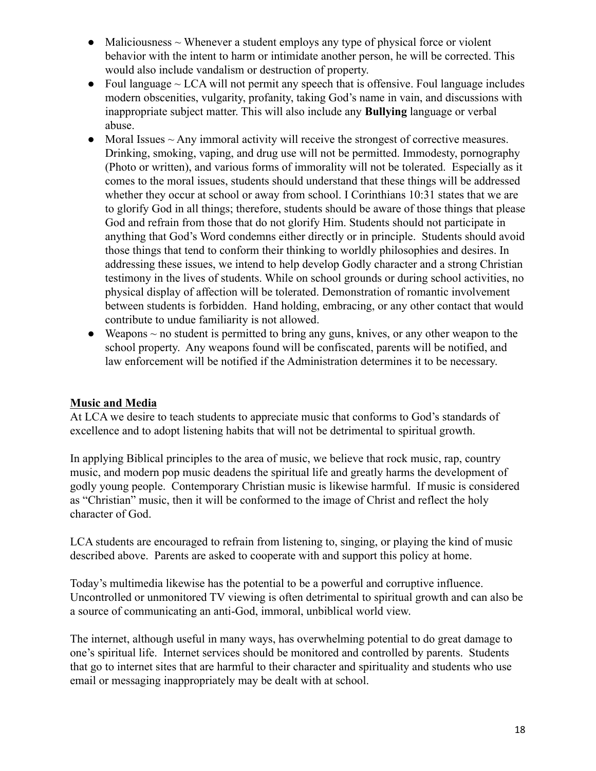- Maliciousness ~ Whenever a student employs any type of physical force or violent behavior with the intent to harm or intimidate another person, he will be corrected. This would also include vandalism or destruction of property.
- Foul language ~ LCA will not permit any speech that is offensive. Foul language includes modern obscenities, vulgarity, profanity, taking God's name in vain, and discussions with inappropriate subject matter. This will also include any **Bullying** language or verbal abuse.
- Moral Issues ~ Any immoral activity will receive the strongest of corrective measures. Drinking, smoking, vaping, and drug use will not be permitted. Immodesty, pornography (Photo or written), and various forms of immorality will not be tolerated. Especially as it comes to the moral issues, students should understand that these things will be addressed whether they occur at school or away from school. I Corinthians 10:31 states that we are to glorify God in all things; therefore, students should be aware of those things that please God and refrain from those that do not glorify Him. Students should not participate in anything that God's Word condemns either directly or in principle. Students should avoid those things that tend to conform their thinking to worldly philosophies and desires. In addressing these issues, we intend to help develop Godly character and a strong Christian testimony in the lives of students. While on school grounds or during school activities, no physical display of affection will be tolerated. Demonstration of romantic involvement between students is forbidden. Hand holding, embracing, or any other contact that would contribute to undue familiarity is not allowed.
- Weapons ~ no student is permitted to bring any guns, knives, or any other weapon to the school property. Any weapons found will be confiscated, parents will be notified, and law enforcement will be notified if the Administration determines it to be necessary.

## Music and Media

At LCA we desire to teach students to appreciate music that conforms to God's standards of excellence and to adopt listening habits that will not be detrimental to spiritual growth.

In applying Biblical principles to the area of music, we believe that rock music, rap, country music, and modern pop music deadens the spiritual life and greatly harms the development of godly young people. Contemporary Christian music is likewise harmful. If music is considered as "Christian" music, then it will be conformed to the image of Christ and reflect the holy character of God.

LCA students are encouraged to refrain from listening to, singing, or playing the kind of music described above. Parents are asked to cooperate with and support this policy at home.

Today's multimedia likewise has the potential to be a powerful and corruptive influence. Uncontrolled or unmonitored TV viewing is often detrimental to spiritual growth and can also be a source of communicating an anti-God, immoral, unbiblical world view.

The internet, although useful in many ways, has overwhelming potential to do great damage to one's spiritual life. Internet services should be monitored and controlled by parents. Students that go to internet sites that are harmful to their character and spirituality and students who use email or messaging inappropriately may be dealt with at school.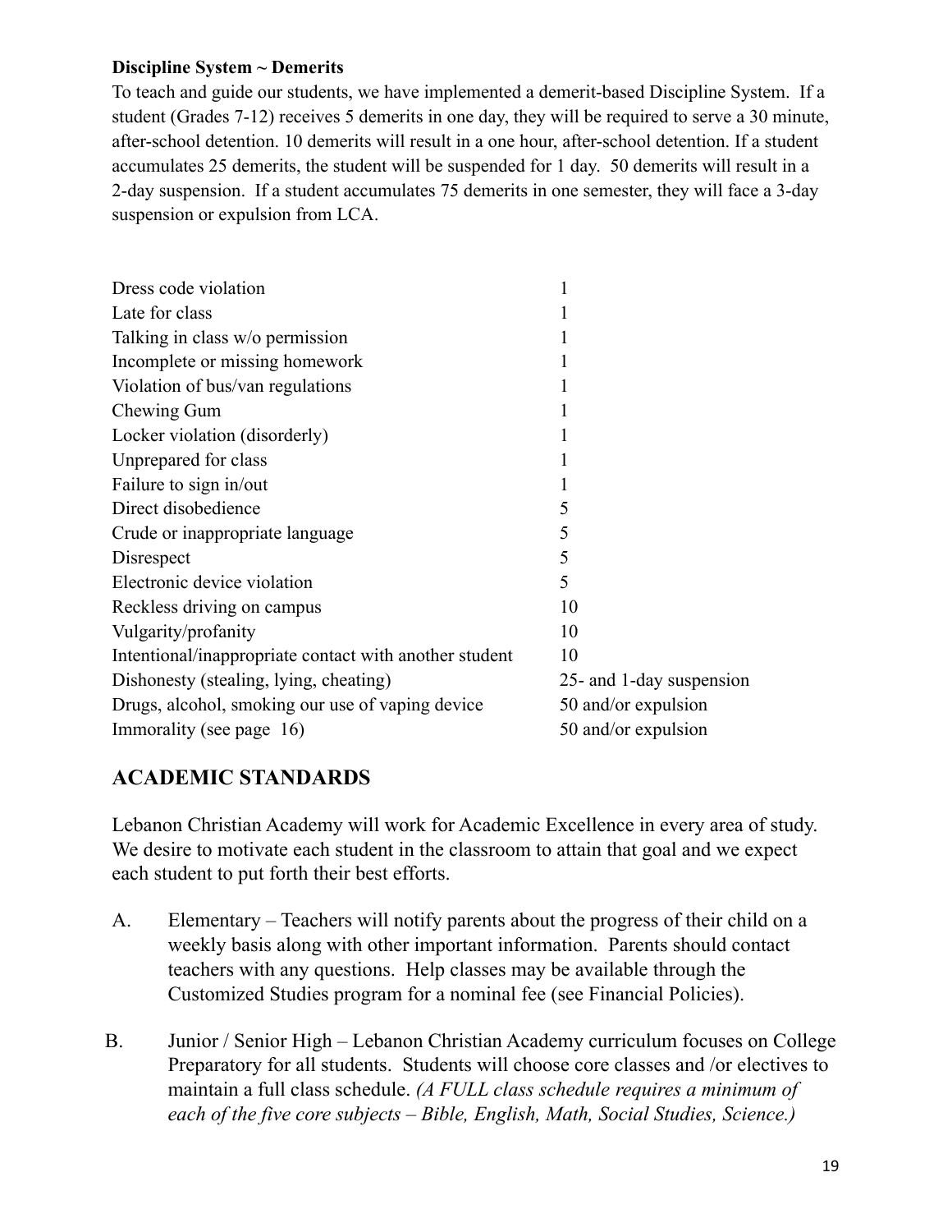**Discipline System ~ Demerits**

To teach and guide our students, we have implemented a demerit-based Discipline System. If a student (Grades 7-12) receives 5 demerits in one day, they will be required to serve a 30 minute, after-school detention. 10 demerits will result in a one hour, after-school detention. If a student accumulates 25 demerits, the student will be suspended for 1 day. 50 demerits will result in a 2-day suspension. If a student accumulates 75 demerits in one semester, they will face a 3-day suspension or expulsion from LCA.

| | |
|---|---|
| Dress code violation | 1 |
| Late for class | 1 |
| Talking in class w/o permission | 1 |
| Incomplete or missing homework | 1 |
| Violation of bus/van regulations | 1 |
| Chewing Gum | 1 |
| Locker violation (disorderly) | 1 |
| Unprepared for class | 1 |
| Failure to sign in/out | 1 |
| Direct disobedience | 5 |
| Crude or inappropriate language | 5 |
| Disrespect | 5 |
| Electronic device violation | 5 |
| Reckless driving on campus | 10 |
| Vulgarity/profanity | 10 |
| Intentional/inappropriate contact with another student | 10 |
| Dishonesty (stealing, lying, cheating) | 25- and 1-day suspension |
| Drugs, alcohol, smoking our use of vaping device | 50 and/or expulsion |
| Immorality (see page 16) | 50 and/or expulsion |

## ACADEMIC STANDARDS

Lebanon Christian Academy will work for Academic Excellence in every area of study. We desire to motivate each student in the classroom to attain that goal and we expect each student to put forth their best efforts.

A. Elementary – Teachers will notify parents about the progress of their child on a weekly basis along with other important information. Parents should contact teachers with any questions. Help classes may be available through the Customized Studies program for a nominal fee (see Financial Policies).

B. Junior / Senior High – Lebanon Christian Academy curriculum focuses on College Preparatory for all students. Students will choose core classes and /or electives to maintain a full class schedule. *(A FULL class schedule requires a minimum of each of the five core subjects – Bible, English, Math, Social Studies, Science.)*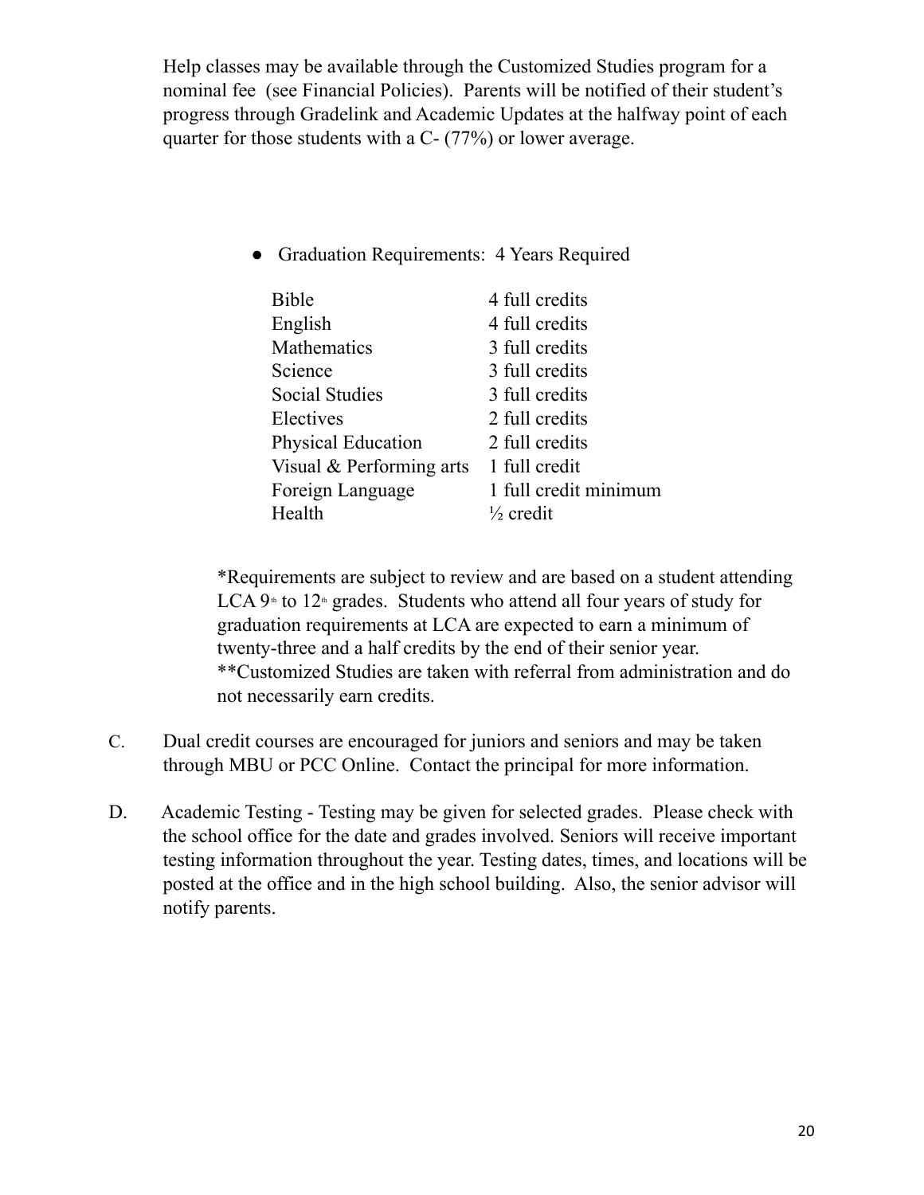Help classes may be available through the Customized Studies program for a nominal fee (see Financial Policies). Parents will be notified of their student's progress through Gradelink and Academic Updates at the halfway point of each quarter for those students with a C- (77%) or lower average.

- Graduation Requirements: 4 Years Required

| Subject | Credits |
| --- | --- |
| Bible | 4 full credits |
| English | 4 full credits |
| Mathematics | 3 full credits |
| Science | 3 full credits |
| Social Studies | 3 full credits |
| Electives | 2 full credits |
| Physical Education | 2 full credits |
| Visual & Performing arts | 1 full credit |
| Foreign Language | 1 full credit minimum |
| Health | ½ credit |

*Requirements are subject to review and are based on a student attending LCA 9th to 12th grades. Students who attend all four years of study for graduation requirements at LCA are expected to earn a minimum of twenty-three and a half credits by the end of their senior year.
**Customized Studies are taken with referral from administration and do not necessarily earn credits.

C. Dual credit courses are encouraged for juniors and seniors and may be taken through MBU or PCC Online. Contact the principal for more information.

D. Academic Testing - Testing may be given for selected grades. Please check with the school office for the date and grades involved. Seniors will receive important testing information throughout the year. Testing dates, times, and locations will be posted at the office and in the high school building. Also, the senior advisor will notify parents.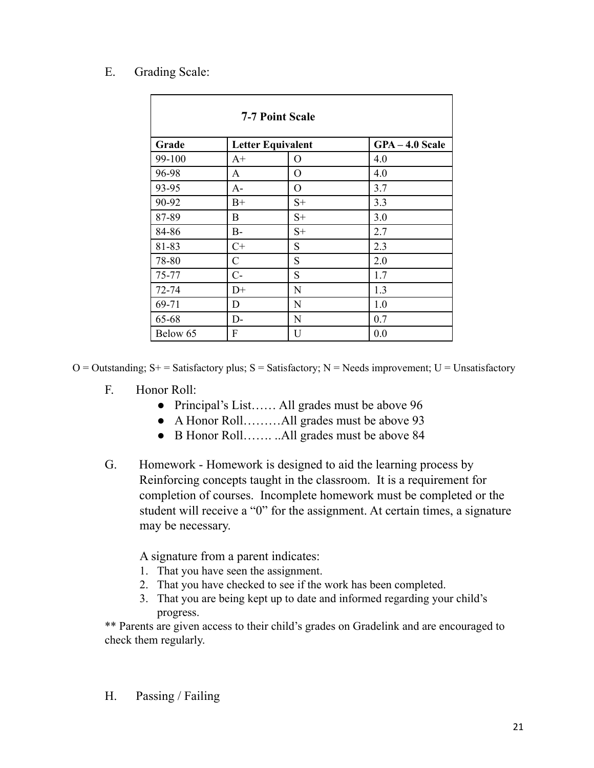E. Grading Scale:

| **7-7 Point Scale** | | | |
|---|---|---|---|
| **Grade** | **Letter Equivalent** | | **GPA – 4.0 Scale** |
| 99-100 | A+ | O | 4.0 |
| 96-98 | A | O | 4.0 |
| 93-95 | A- | O | 3.7 |
| 90-92 | B+ | S+ | 3.3 |
| 87-89 | B | S+ | 3.0 |
| 84-86 | B- | S+ | 2.7 |
| 81-83 | C+ | S | 2.3 |
| 78-80 | C | S | 2.0 |
| 75-77 | C- | S | 1.7 |
| 72-74 | D+ | N | 1.3 |
| 69-71 | D | N | 1.0 |
| 65-68 | D- | N | 0.7 |
| Below 65 | F | U | 0.0 |

O = Outstanding; S+ = Satisfactory plus; S = Satisfactory; N = Needs improvement; U = Unsatisfactory

F. Honor Roll:

- Principal's List…… All grades must be above 96
- A Honor Roll………All grades must be above 93
- B Honor Roll……. ..All grades must be above 84

G. Homework - Homework is designed to aid the learning process by Reinforcing concepts taught in the classroom. It is a requirement for completion of courses. Incomplete homework must be completed or the student will receive a "0" for the assignment. At certain times, a signature may be necessary.

A signature from a parent indicates:

1. That you have seen the assignment.
2. That you have checked to see if the work has been completed.
3. That you are being kept up to date and informed regarding your child's progress.

** Parents are given access to their child's grades on Gradelink and are encouraged to check them regularly.

H. Passing / Failing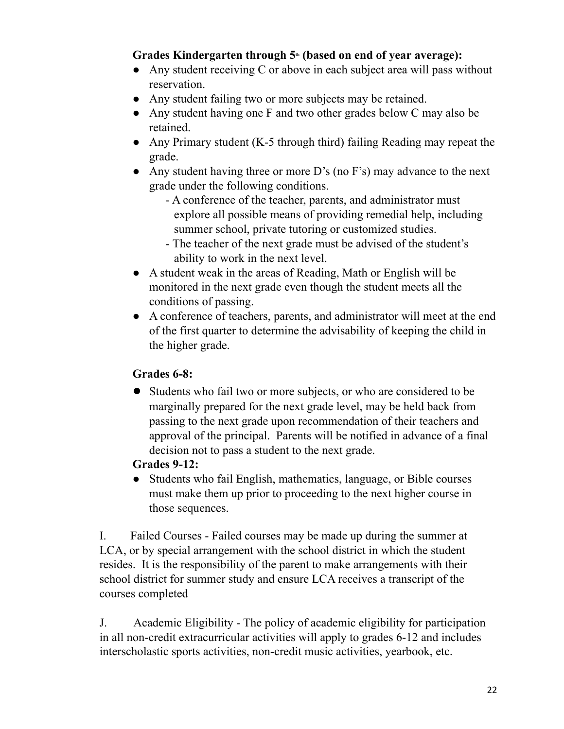**Grades Kindergarten through 5th (based on end of year average):**

- Any student receiving C or above in each subject area will pass without reservation.
- Any student failing two or more subjects may be retained.
- Any student having one F and two other grades below C may also be retained.
- Any Primary student (K-5 through third) failing Reading may repeat the grade.
- Any student having three or more D's (no F's) may advance to the next grade under the following conditions.
  - A conference of the teacher, parents, and administrator must explore all possible means of providing remedial help, including summer school, private tutoring or customized studies.
  - The teacher of the next grade must be advised of the student's ability to work in the next level.
- A student weak in the areas of Reading, Math or English will be monitored in the next grade even though the student meets all the conditions of passing.
- A conference of teachers, parents, and administrator will meet at the end of the first quarter to determine the advisability of keeping the child in the higher grade.

**Grades 6-8:**

- Students who fail two or more subjects, or who are considered to be marginally prepared for the next grade level, may be held back from passing to the next grade upon recommendation of their teachers and approval of the principal. Parents will be notified in advance of a final decision not to pass a student to the next grade.

**Grades 9-12:**

- Students who fail English, mathematics, language, or Bible courses must make them up prior to proceeding to the next higher course in those sequences.

I. Failed Courses - Failed courses may be made up during the summer at LCA, or by special arrangement with the school district in which the student resides. It is the responsibility of the parent to make arrangements with their school district for summer study and ensure LCA receives a transcript of the courses completed

J. Academic Eligibility - The policy of academic eligibility for participation in all non-credit extracurricular activities will apply to grades 6-12 and includes interscholastic sports activities, non-credit music activities, yearbook, etc.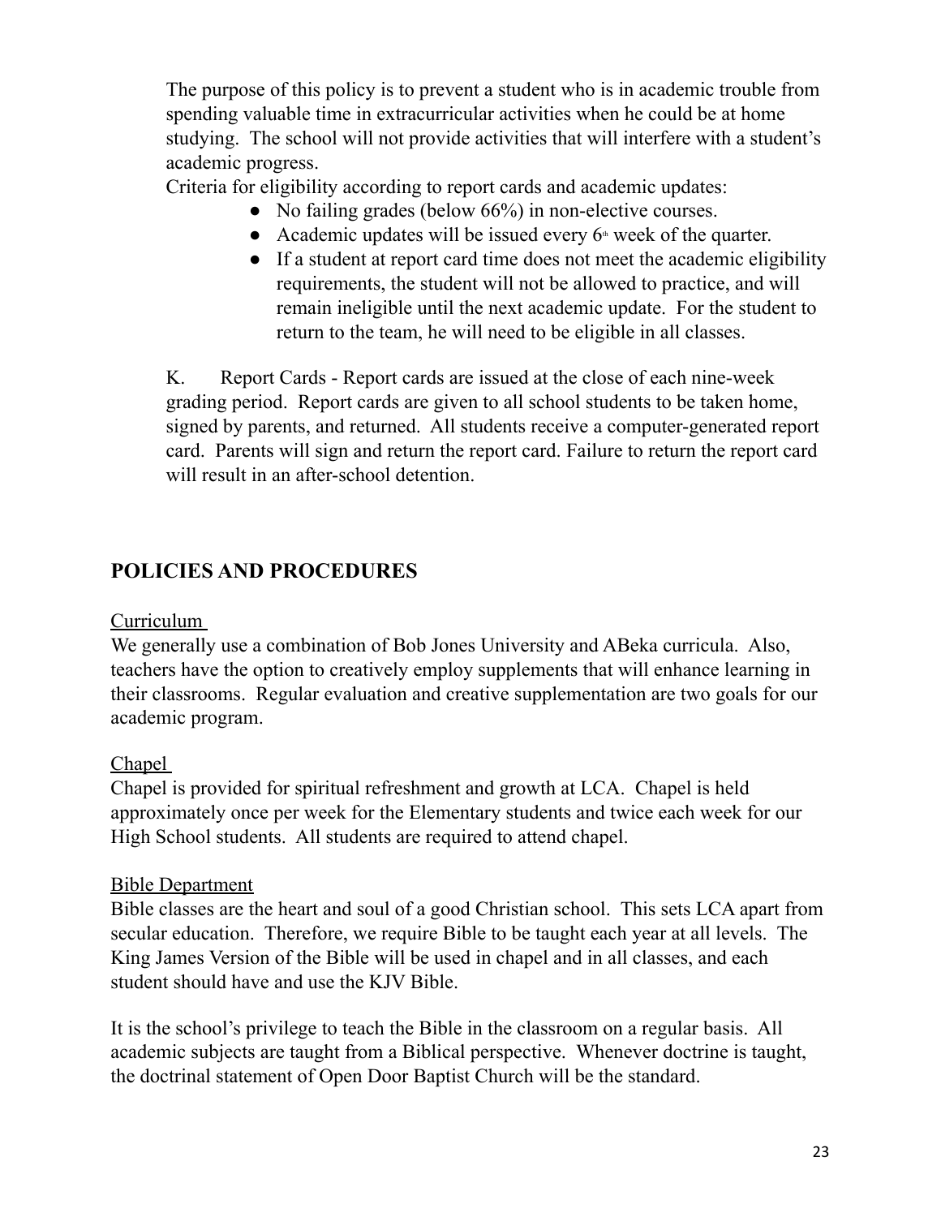The purpose of this policy is to prevent a student who is in academic trouble from spending valuable time in extracurricular activities when he could be at home studying. The school will not provide activities that will interfere with a student's academic progress.

Criteria for eligibility according to report cards and academic updates:

- No failing grades (below 66%) in non-elective courses.
- Academic updates will be issued every 6th week of the quarter.
- If a student at report card time does not meet the academic eligibility requirements, the student will not be allowed to practice, and will remain ineligible until the next academic update. For the student to return to the team, he will need to be eligible in all classes.

K. Report Cards - Report cards are issued at the close of each nine-week grading period. Report cards are given to all school students to be taken home, signed by parents, and returned. All students receive a computer-generated report card. Parents will sign and return the report card. Failure to return the report card will result in an after-school detention.

## POLICIES AND PROCEDURES

Curriculum

We generally use a combination of Bob Jones University and ABeka curricula. Also, teachers have the option to creatively employ supplements that will enhance learning in their classrooms. Regular evaluation and creative supplementation are two goals for our academic program.

Chapel

Chapel is provided for spiritual refreshment and growth at LCA. Chapel is held approximately once per week for the Elementary students and twice each week for our High School students. All students are required to attend chapel.

Bible Department

Bible classes are the heart and soul of a good Christian school. This sets LCA apart from secular education. Therefore, we require Bible to be taught each year at all levels. The King James Version of the Bible will be used in chapel and in all classes, and each student should have and use the KJV Bible.

It is the school's privilege to teach the Bible in the classroom on a regular basis. All academic subjects are taught from a Biblical perspective. Whenever doctrine is taught, the doctrinal statement of Open Door Baptist Church will be the standard.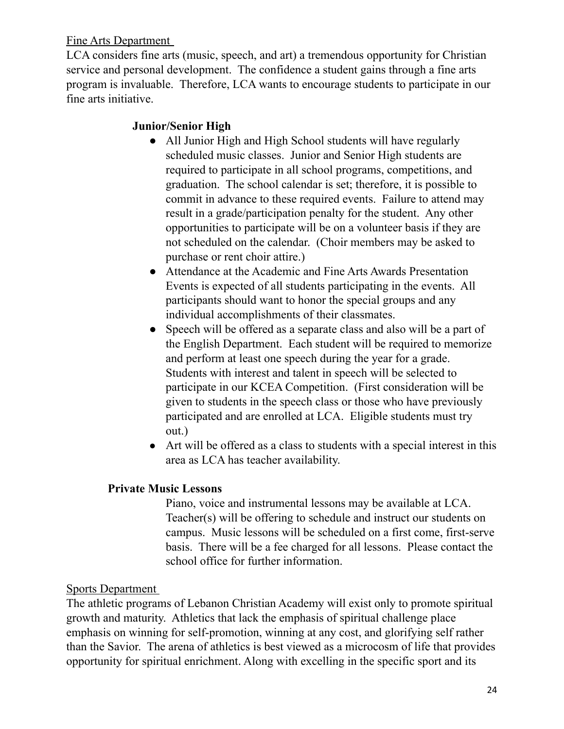## Fine Arts Department

LCA considers fine arts (music, speech, and art) a tremendous opportunity for Christian service and personal development. The confidence a student gains through a fine arts program is invaluable. Therefore, LCA wants to encourage students to participate in our fine arts initiative.

### Junior/Senior High

- All Junior High and High School students will have regularly scheduled music classes. Junior and Senior High students are required to participate in all school programs, competitions, and graduation. The school calendar is set; therefore, it is possible to commit in advance to these required events. Failure to attend may result in a grade/participation penalty for the student. Any other opportunities to participate will be on a volunteer basis if they are not scheduled on the calendar. (Choir members may be asked to purchase or rent choir attire.)
- Attendance at the Academic and Fine Arts Awards Presentation Events is expected of all students participating in the events. All participants should want to honor the special groups and any individual accomplishments of their classmates.
- Speech will be offered as a separate class and also will be a part of the English Department. Each student will be required to memorize and perform at least one speech during the year for a grade. Students with interest and talent in speech will be selected to participate in our KCEA Competition. (First consideration will be given to students in the speech class or those who have previously participated and are enrolled at LCA. Eligible students must try out.)
- Art will be offered as a class to students with a special interest in this area as LCA has teacher availability.

### Private Music Lessons

Piano, voice and instrumental lessons may be available at LCA. Teacher(s) will be offering to schedule and instruct our students on campus. Music lessons will be scheduled on a first come, first-serve basis. There will be a fee charged for all lessons. Please contact the school office for further information.

## Sports Department

The athletic programs of Lebanon Christian Academy will exist only to promote spiritual growth and maturity. Athletics that lack the emphasis of spiritual challenge place emphasis on winning for self-promotion, winning at any cost, and glorifying self rather than the Savior. The arena of athletics is best viewed as a microcosm of life that provides opportunity for spiritual enrichment. Along with excelling in the specific sport and its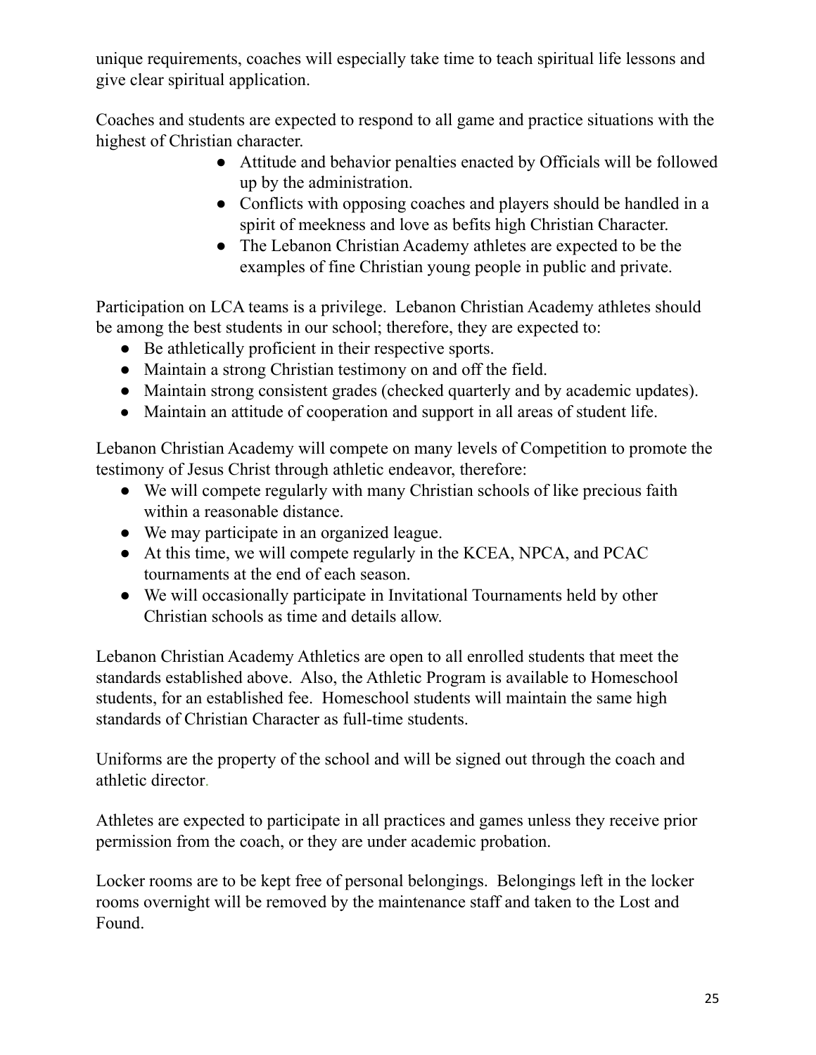unique requirements, coaches will especially take time to teach spiritual life lessons and give clear spiritual application.

Coaches and students are expected to respond to all game and practice situations with the highest of Christian character.

- Attitude and behavior penalties enacted by Officials will be followed up by the administration.
- Conflicts with opposing coaches and players should be handled in a spirit of meekness and love as befits high Christian Character.
- The Lebanon Christian Academy athletes are expected to be the examples of fine Christian young people in public and private.

Participation on LCA teams is a privilege. Lebanon Christian Academy athletes should be among the best students in our school; therefore, they are expected to:

- Be athletically proficient in their respective sports.
- Maintain a strong Christian testimony on and off the field.
- Maintain strong consistent grades (checked quarterly and by academic updates).
- Maintain an attitude of cooperation and support in all areas of student life.

Lebanon Christian Academy will compete on many levels of Competition to promote the testimony of Jesus Christ through athletic endeavor, therefore:

- We will compete regularly with many Christian schools of like precious faith within a reasonable distance.
- We may participate in an organized league.
- At this time, we will compete regularly in the KCEA, NPCA, and PCAC tournaments at the end of each season.
- We will occasionally participate in Invitational Tournaments held by other Christian schools as time and details allow.

Lebanon Christian Academy Athletics are open to all enrolled students that meet the standards established above. Also, the Athletic Program is available to Homeschool students, for an established fee. Homeschool students will maintain the same high standards of Christian Character as full-time students.

Uniforms are the property of the school and will be signed out through the coach and athletic director.

Athletes are expected to participate in all practices and games unless they receive prior permission from the coach, or they are under academic probation.

Locker rooms are to be kept free of personal belongings. Belongings left in the locker rooms overnight will be removed by the maintenance staff and taken to the Lost and Found.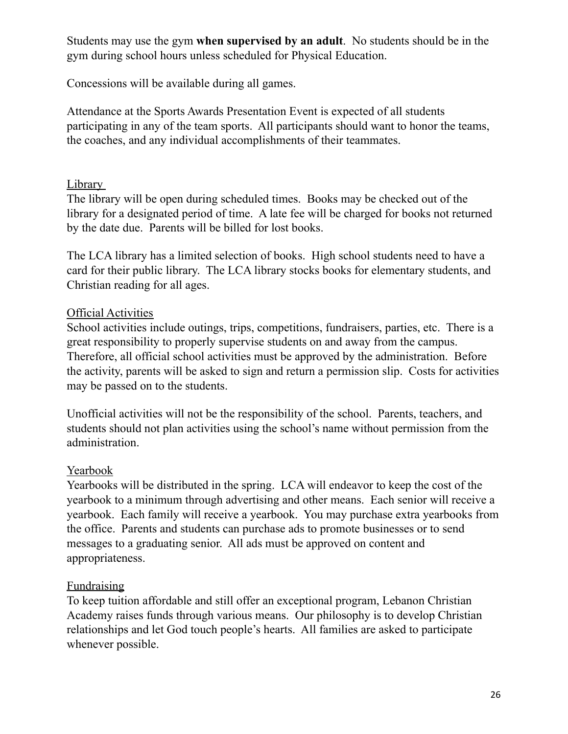Students may use the gym **when supervised by an adult**. No students should be in the gym during school hours unless scheduled for Physical Education.

Concessions will be available during all games.

Attendance at the Sports Awards Presentation Event is expected of all students participating in any of the team sports. All participants should want to honor the teams, the coaches, and any individual accomplishments of their teammates.

### Library

The library will be open during scheduled times. Books may be checked out of the library for a designated period of time. A late fee will be charged for books not returned by the date due. Parents will be billed for lost books.

The LCA library has a limited selection of books. High school students need to have a card for their public library. The LCA library stocks books for elementary students, and Christian reading for all ages.

### Official Activities

School activities include outings, trips, competitions, fundraisers, parties, etc. There is a great responsibility to properly supervise students on and away from the campus. Therefore, all official school activities must be approved by the administration. Before the activity, parents will be asked to sign and return a permission slip. Costs for activities may be passed on to the students.

Unofficial activities will not be the responsibility of the school. Parents, teachers, and students should not plan activities using the school's name without permission from the administration.

### Yearbook

Yearbooks will be distributed in the spring. LCA will endeavor to keep the cost of the yearbook to a minimum through advertising and other means. Each senior will receive a yearbook. Each family will receive a yearbook. You may purchase extra yearbooks from the office. Parents and students can purchase ads to promote businesses or to send messages to a graduating senior. All ads must be approved on content and appropriateness.

### Fundraising

To keep tuition affordable and still offer an exceptional program, Lebanon Christian Academy raises funds through various means. Our philosophy is to develop Christian relationships and let God touch people's hearts. All families are asked to participate whenever possible.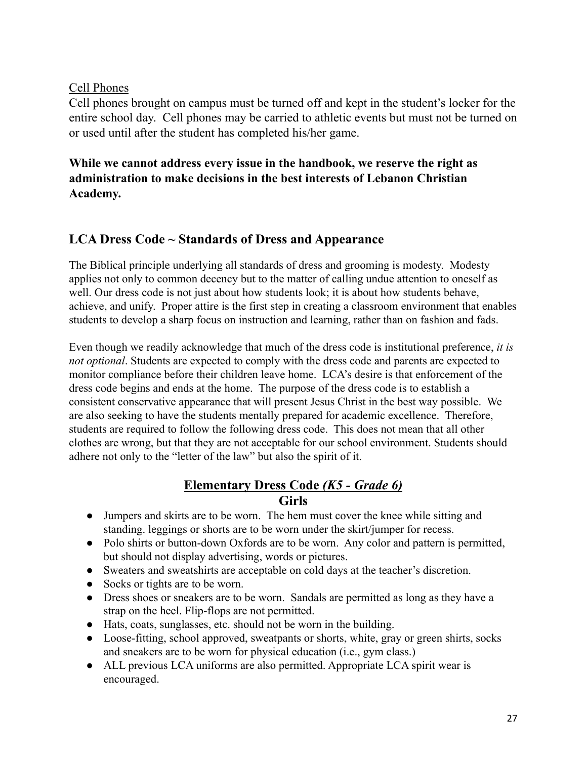Cell Phones

Cell phones brought on campus must be turned off and kept in the student's locker for the entire school day. Cell phones may be carried to athletic events but must not be turned on or used until after the student has completed his/her game.

**While we cannot address every issue in the handbook, we reserve the right as administration to make decisions in the best interests of Lebanon Christian Academy.**

## LCA Dress Code ~ Standards of Dress and Appearance

The Biblical principle underlying all standards of dress and grooming is modesty. Modesty applies not only to common decency but to the matter of calling undue attention to oneself as well. Our dress code is not just about how students look; it is about how students behave, achieve, and unify. Proper attire is the first step in creating a classroom environment that enables students to develop a sharp focus on instruction and learning, rather than on fashion and fads.

Even though we readily acknowledge that much of the dress code is institutional preference, *it is not optional*. Students are expected to comply with the dress code and parents are expected to monitor compliance before their children leave home. LCA's desire is that enforcement of the dress code begins and ends at the home. The purpose of the dress code is to establish a consistent conservative appearance that will present Jesus Christ in the best way possible. We are also seeking to have the students mentally prepared for academic excellence. Therefore, students are required to follow the following dress code. This does not mean that all other clothes are wrong, but that they are not acceptable for our school environment. Students should adhere not only to the "letter of the law" but also the spirit of it.

### Elementary Dress Code *(K5 - Grade 6)*

#### Girls

- Jumpers and skirts are to be worn. The hem must cover the knee while sitting and standing. leggings or shorts are to be worn under the skirt/jumper for recess.
- Polo shirts or button-down Oxfords are to be worn. Any color and pattern is permitted, but should not display advertising, words or pictures.
- Sweaters and sweatshirts are acceptable on cold days at the teacher's discretion.
- Socks or tights are to be worn.
- Dress shoes or sneakers are to be worn. Sandals are permitted as long as they have a strap on the heel. Flip-flops are not permitted.
- Hats, coats, sunglasses, etc. should not be worn in the building.
- Loose-fitting, school approved, sweatpants or shorts, white, gray or green shirts, socks and sneakers are to be worn for physical education (i.e., gym class.)
- ALL previous LCA uniforms are also permitted. Appropriate LCA spirit wear is encouraged.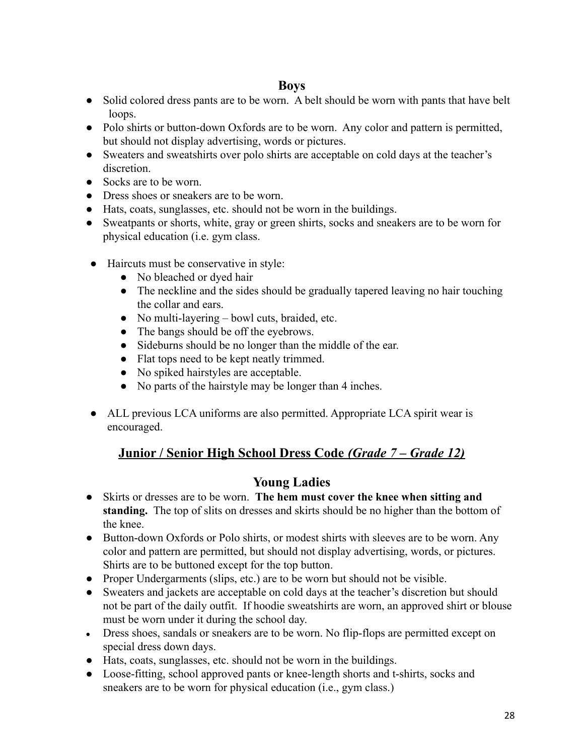### Boys

- Solid colored dress pants are to be worn. A belt should be worn with pants that have belt loops.
- Polo shirts or button-down Oxfords are to be worn. Any color and pattern is permitted, but should not display advertising, words or pictures.
- Sweaters and sweatshirts over polo shirts are acceptable on cold days at the teacher's discretion.
- Socks are to be worn.
- Dress shoes or sneakers are to be worn.
- Hats, coats, sunglasses, etc. should not be worn in the buildings.
- Sweatpants or shorts, white, gray or green shirts, socks and sneakers are to be worn for physical education (i.e. gym class.

- Haircuts must be conservative in style:
  - No bleached or dyed hair
  - The neckline and the sides should be gradually tapered leaving no hair touching the collar and ears.
  - No multi-layering – bowl cuts, braided, etc.
  - The bangs should be off the eyebrows.
  - Sideburns should be no longer than the middle of the ear.
  - Flat tops need to be kept neatly trimmed.
  - No spiked hairstyles are acceptable.
  - No parts of the hairstyle may be longer than 4 inches.

- ALL previous LCA uniforms are also permitted. Appropriate LCA spirit wear is encouraged.

## **<u>Junior / Senior High School Dress Code *(Grade 7 – Grade 12)*</u>**

### Young Ladies

- Skirts or dresses are to be worn. **The hem must cover the knee when sitting and standing.** The top of slits on dresses and skirts should be no higher than the bottom of the knee.
- Button-down Oxfords or Polo shirts, or modest shirts with sleeves are to be worn. Any color and pattern are permitted, but should not display advertising, words, or pictures. Shirts are to be buttoned except for the top button.
- Proper Undergarments (slips, etc.) are to be worn but should not be visible.
- Sweaters and jackets are acceptable on cold days at the teacher's discretion but should not be part of the daily outfit. If hoodie sweatshirts are worn, an approved shirt or blouse must be worn under it during the school day.
- Dress shoes, sandals or sneakers are to be worn. No flip-flops are permitted except on special dress down days.
- Hats, coats, sunglasses, etc. should not be worn in the buildings.
- Loose-fitting, school approved pants or knee-length shorts and t-shirts, socks and sneakers are to be worn for physical education (i.e., gym class.)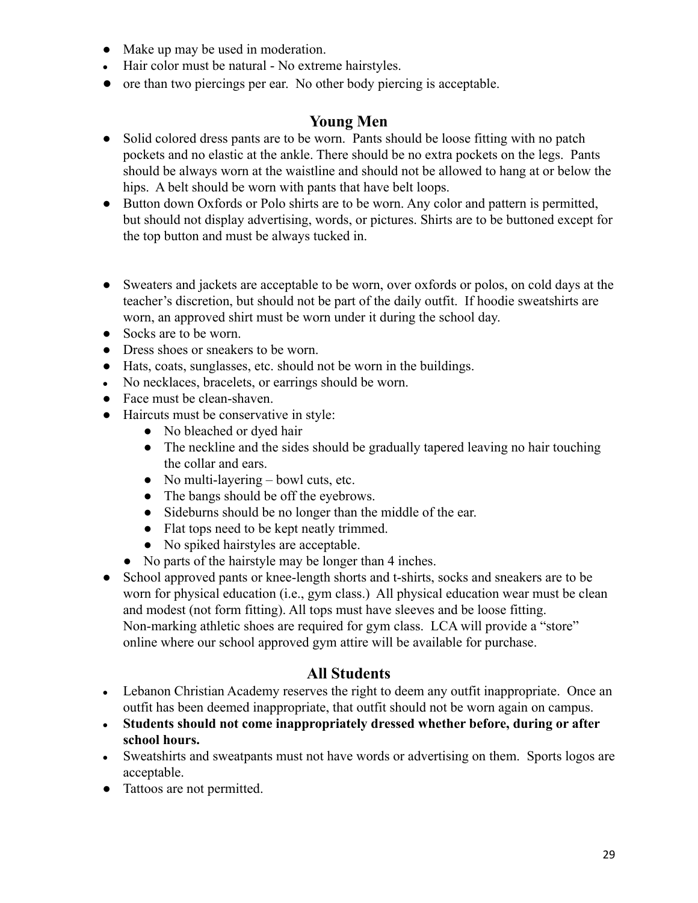- Make up may be used in moderation.
- Hair color must be natural - No extreme hairstyles.
- ore than two piercings per ear. No other body piercing is acceptable.

## Young Men

- Solid colored dress pants are to be worn. Pants should be loose fitting with no patch pockets and no elastic at the ankle. There should be no extra pockets on the legs. Pants should be always worn at the waistline and should not be allowed to hang at or below the hips. A belt should be worn with pants that have belt loops.
- Button down Oxfords or Polo shirts are to be worn. Any color and pattern is permitted, but should not display advertising, words, or pictures. Shirts are to be buttoned except for the top button and must be always tucked in.

- Sweaters and jackets are acceptable to be worn, over oxfords or polos, on cold days at the teacher's discretion, but should not be part of the daily outfit. If hoodie sweatshirts are worn, an approved shirt must be worn under it during the school day.
- Socks are to be worn.
- Dress shoes or sneakers to be worn.
- Hats, coats, sunglasses, etc. should not be worn in the buildings.
- No necklaces, bracelets, or earrings should be worn.
- Face must be clean-shaven.
- Haircuts must be conservative in style:
    - No bleached or dyed hair
    - The neckline and the sides should be gradually tapered leaving no hair touching the collar and ears.
    - No multi-layering – bowl cuts, etc.
    - The bangs should be off the eyebrows.
    - Sideburns should be no longer than the middle of the ear.
    - Flat tops need to be kept neatly trimmed.
    - No spiked hairstyles are acceptable.
    - No parts of the hairstyle may be longer than 4 inches.
- School approved pants or knee-length shorts and t-shirts, socks and sneakers are to be worn for physical education (i.e., gym class.) All physical education wear must be clean and modest (not form fitting). All tops must have sleeves and be loose fitting. Non-marking athletic shoes are required for gym class. LCA will provide a "store" online where our school approved gym attire will be available for purchase.

## All Students

- Lebanon Christian Academy reserves the right to deem any outfit inappropriate. Once an outfit has been deemed inappropriate, that outfit should not be worn again on campus.
- **Students should not come inappropriately dressed whether before, during or after school hours.**
- Sweatshirts and sweatpants must not have words or advertising on them. Sports logos are acceptable.
- Tattoos are not permitted.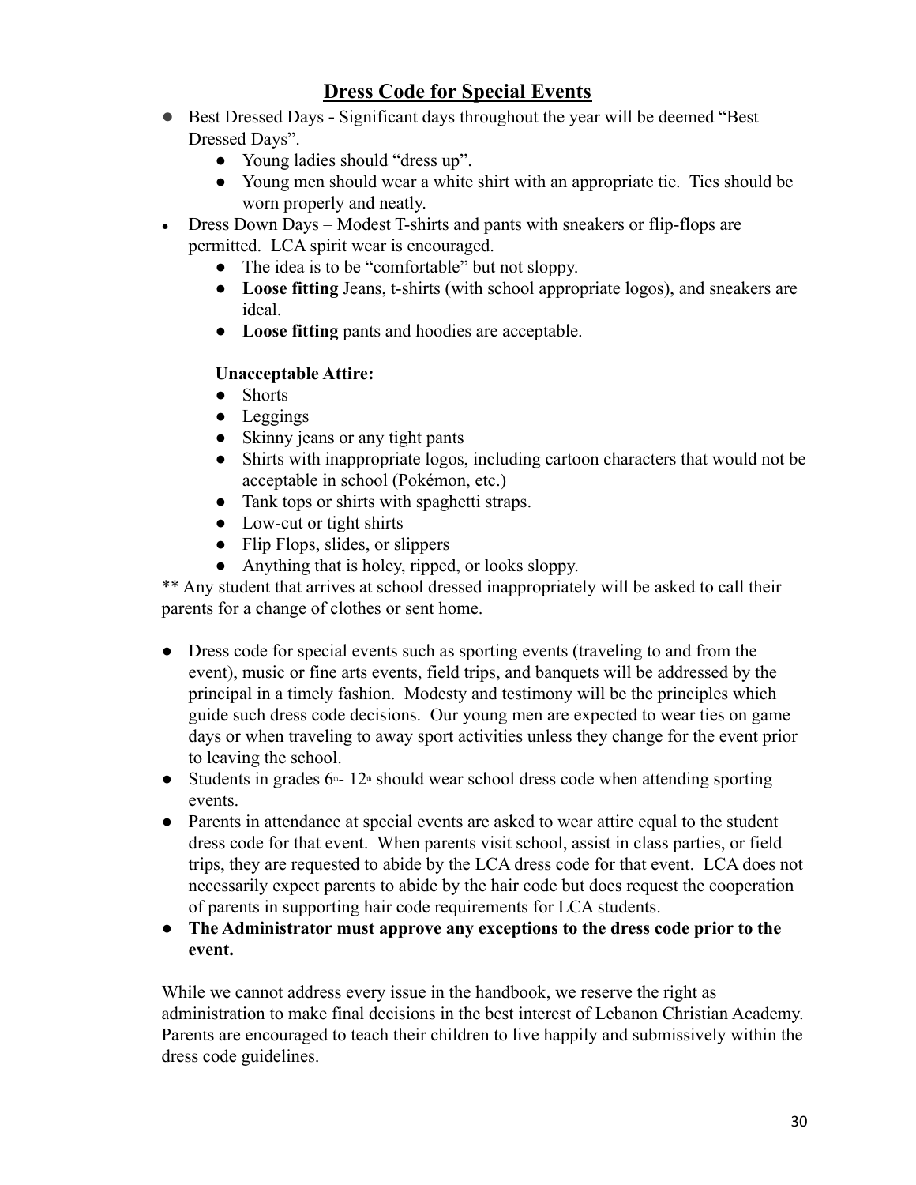## Dress Code for Special Events

- Best Dressed Days **-** Significant days throughout the year will be deemed "Best Dressed Days".
  - Young ladies should "dress up".
  - Young men should wear a white shirt with an appropriate tie. Ties should be worn properly and neatly.
- Dress Down Days – Modest T-shirts and pants with sneakers or flip-flops are permitted. LCA spirit wear is encouraged.
  - The idea is to be "comfortable" but not sloppy.
  - **Loose fitting** Jeans, t-shirts (with school appropriate logos), and sneakers are ideal.
  - **Loose fitting** pants and hoodies are acceptable.

  **Unacceptable Attire:**
  - Shorts
  - Leggings
  - Skinny jeans or any tight pants
  - Shirts with inappropriate logos, including cartoon characters that would not be acceptable in school (Pokémon, etc.)
  - Tank tops or shirts with spaghetti straps.
  - Low-cut or tight shirts
  - Flip Flops, slides, or slippers
  - Anything that is holey, ripped, or looks sloppy.

** Any student that arrives at school dressed inappropriately will be asked to call their parents for a change of clothes or sent home.

- Dress code for special events such as sporting events (traveling to and from the event), music or fine arts events, field trips, and banquets will be addressed by the principal in a timely fashion. Modesty and testimony will be the principles which guide such dress code decisions. Our young men are expected to wear ties on game days or when traveling to away sport activities unless they change for the event prior to leaving the school.
- Students in grades 6th- 12th should wear school dress code when attending sporting events.
- Parents in attendance at special events are asked to wear attire equal to the student dress code for that event. When parents visit school, assist in class parties, or field trips, they are requested to abide by the LCA dress code for that event. LCA does not necessarily expect parents to abide by the hair code but does request the cooperation of parents in supporting hair code requirements for LCA students.
- **The Administrator must approve any exceptions to the dress code prior to the event.**

While we cannot address every issue in the handbook, we reserve the right as administration to make final decisions in the best interest of Lebanon Christian Academy. Parents are encouraged to teach their children to live happily and submissively within the dress code guidelines.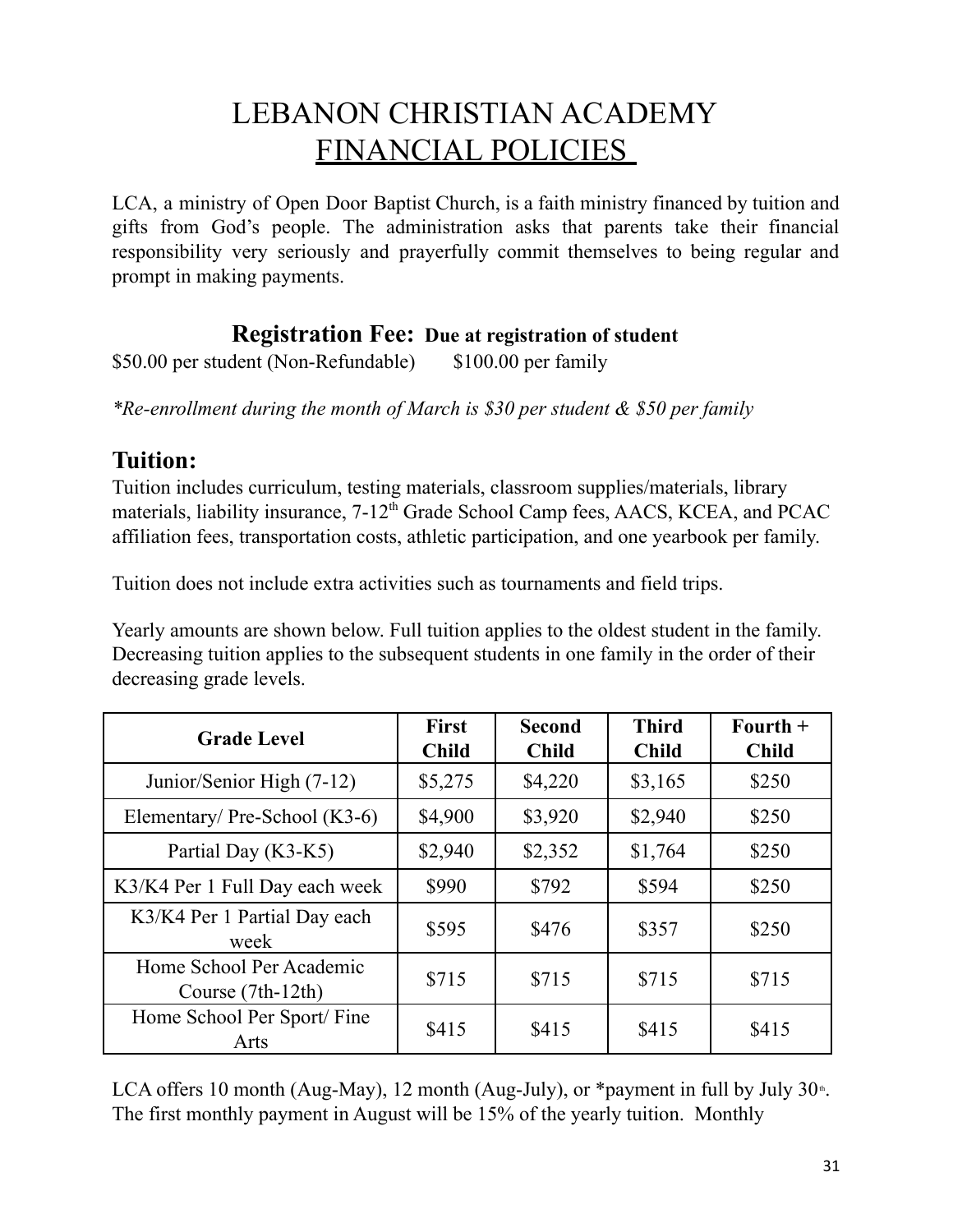# LEBANON CHRISTIAN ACADEMY

## FINANCIAL POLICIES

LCA, a ministry of Open Door Baptist Church, is a faith ministry financed by tuition and gifts from God's people. The administration asks that parents take their financial responsibility very seriously and prayerfully commit themselves to being regular and prompt in making payments.

### Registration Fee: Due at registration of student

$50.00 per student (Non-Refundable)       $100.00 per family

*\*Re-enrollment during the month of March is $30 per student & $50 per family*

### Tuition:

Tuition includes curriculum, testing materials, classroom supplies/materials, library materials, liability insurance, 7-12th Grade School Camp fees, AACS, KCEA, and PCAC affiliation fees, transportation costs, athletic participation, and one yearbook per family.

Tuition does not include extra activities such as tournaments and field trips.

Yearly amounts are shown below. Full tuition applies to the oldest student in the family. Decreasing tuition applies to the subsequent students in one family in the order of their decreasing grade levels.

| Grade Level | First Child | Second Child | Third Child | Fourth + Child |
|---|---|---|---|---|
| Junior/Senior High (7-12) | $5,275 | $4,220 | $3,165 | $250 |
| Elementary/ Pre-School (K3-6) | $4,900 | $3,920 | $2,940 | $250 |
| Partial Day (K3-K5) | $2,940 | $2,352 | $1,764 | $250 |
| K3/K4 Per 1 Full Day each week | $990 | $792 | $594 | $250 |
| K3/K4 Per 1 Partial Day each week | $595 | $476 | $357 | $250 |
| Home School Per Academic Course (7th-12th) | $715 | $715 | $715 | $715 |
| Home School Per Sport/ Fine Arts | $415 | $415 | $415 | $415 |

LCA offers 10 month (Aug-May), 12 month (Aug-July), or *payment in full by July 30th. The first monthly payment in August will be 15% of the yearly tuition. Monthly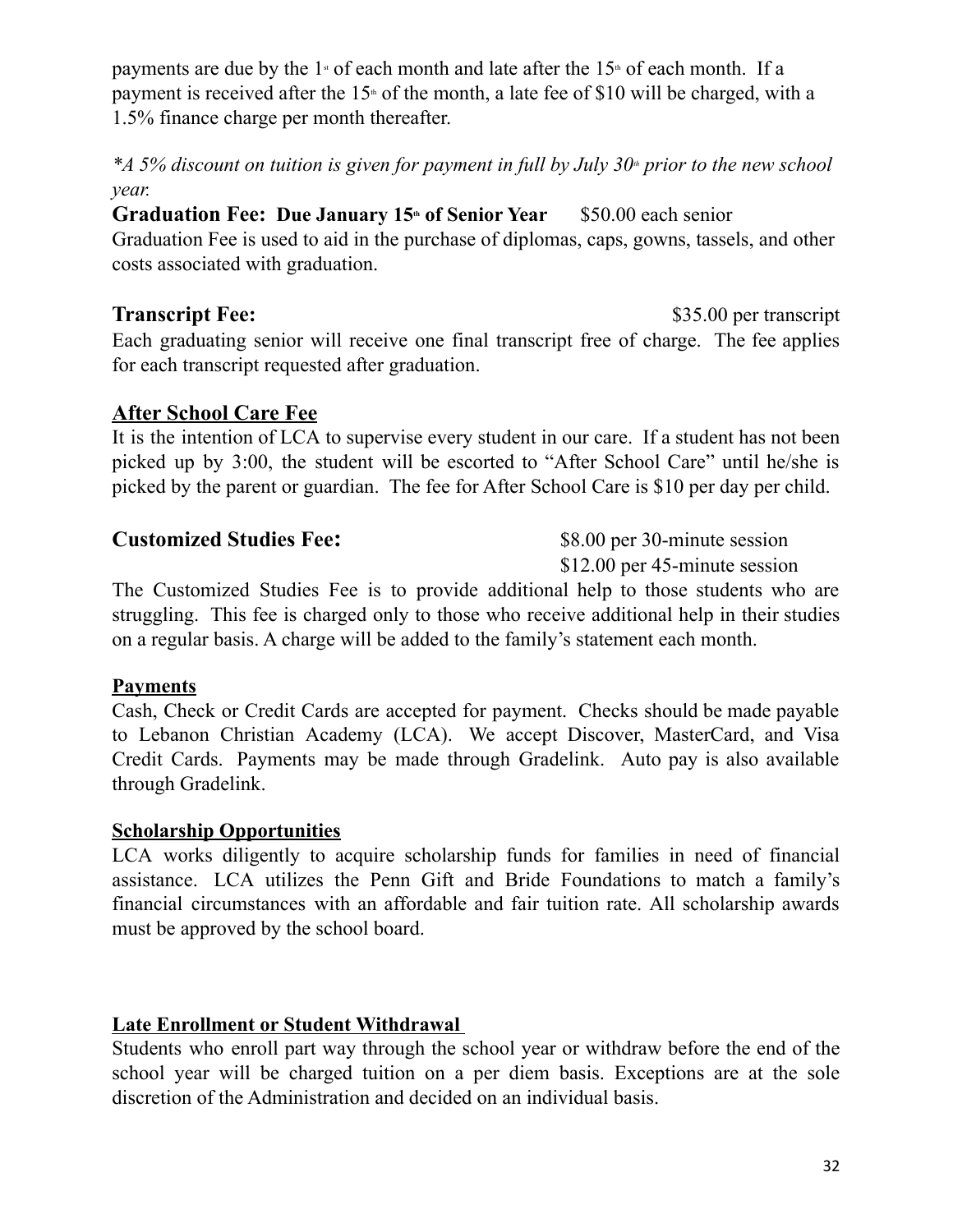payments are due by the 1st of each month and late after the 15th of each month. If a payment is received after the 15th of the month, a late fee of $10 will be charged, with a 1.5% finance charge per month thereafter.

*\*A 5% discount on tuition is given for payment in full by July 30th prior to the new school year.*

**Graduation Fee: Due January 15th of Senior Year** $50.00 each senior

Graduation Fee is used to aid in the purchase of diplomas, caps, gowns, tassels, and other costs associated with graduation.

**Transcript Fee:** $35.00 per transcript

Each graduating senior will receive one final transcript free of charge. The fee applies for each transcript requested after graduation.

## After School Care Fee

It is the intention of LCA to supervise every student in our care. If a student has not been picked up by 3:00, the student will be escorted to "After School Care" until he/she is picked by the parent or guardian. The fee for After School Care is $10 per day per child.

**Customized Studies Fee:** $8.00 per 30-minute session
$12.00 per 45-minute session

The Customized Studies Fee is to provide additional help to those students who are struggling. This fee is charged only to those who receive additional help in their studies on a regular basis. A charge will be added to the family's statement each month.

### Payments

Cash, Check or Credit Cards are accepted for payment. Checks should be made payable to Lebanon Christian Academy (LCA). We accept Discover, MasterCard, and Visa Credit Cards. Payments may be made through Gradelink. Auto pay is also available through Gradelink.

### Scholarship Opportunities

LCA works diligently to acquire scholarship funds for families in need of financial assistance. LCA utilizes the Penn Gift and Bride Foundations to match a family's financial circumstances with an affordable and fair tuition rate. All scholarship awards must be approved by the school board.

### Late Enrollment or Student Withdrawal

Students who enroll part way through the school year or withdraw before the end of the school year will be charged tuition on a per diem basis. Exceptions are at the sole discretion of the Administration and decided on an individual basis.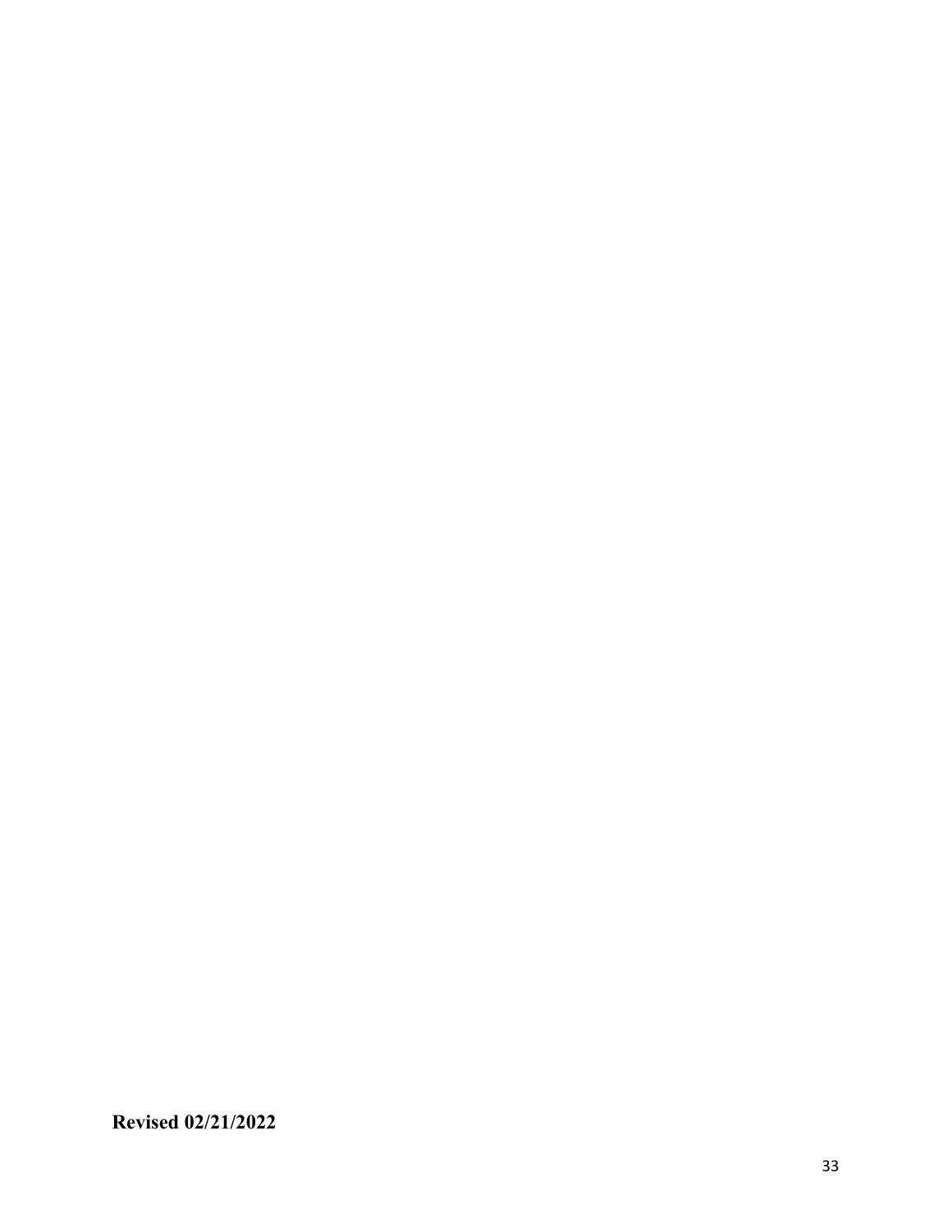**Revised 02/21/2022**